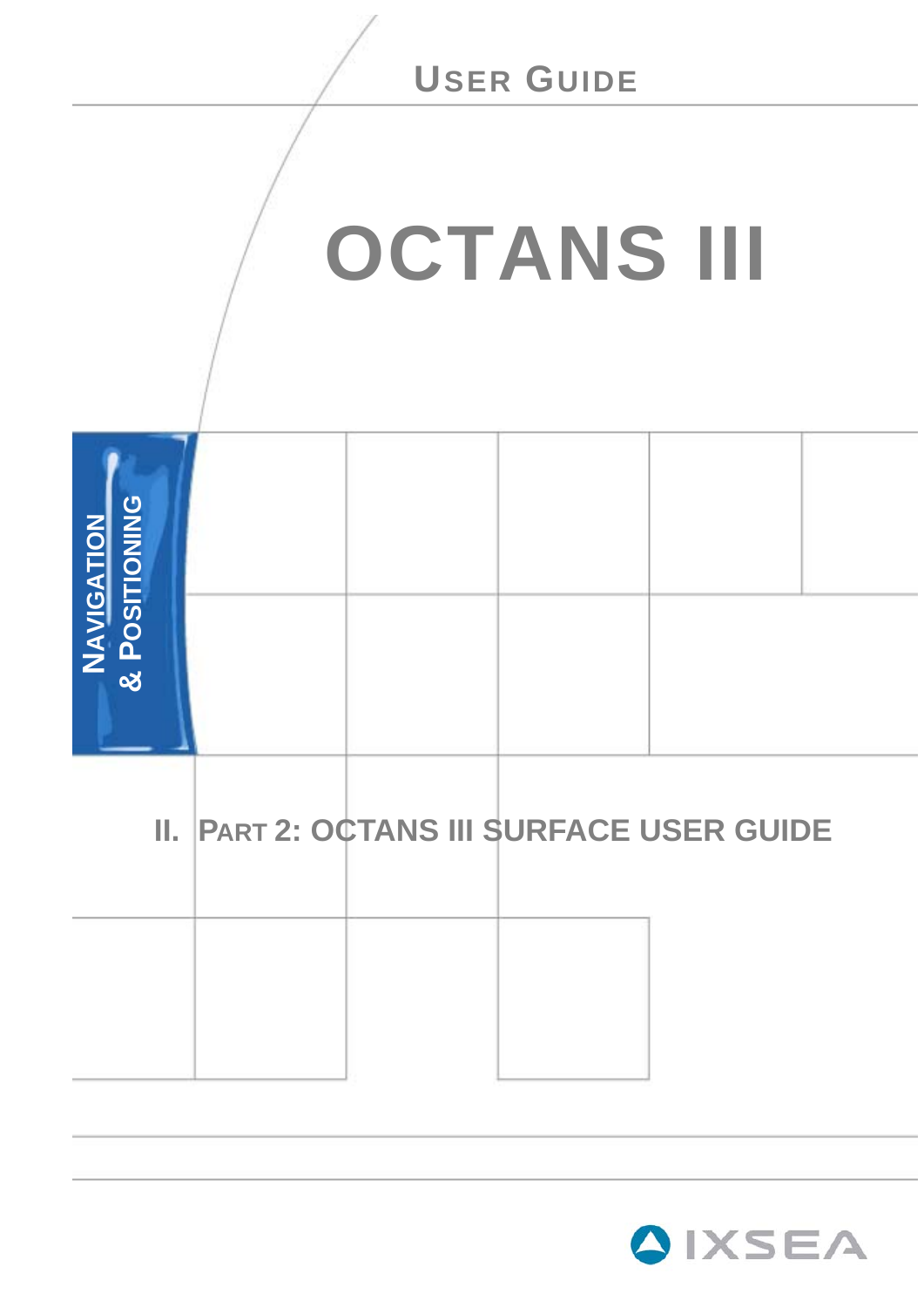USER GUIDE

# OCTANS III

NAVIGATION & POSITIONING

## II. PART 2: OCTANS III SURFACE USER GUIDE

IXSEA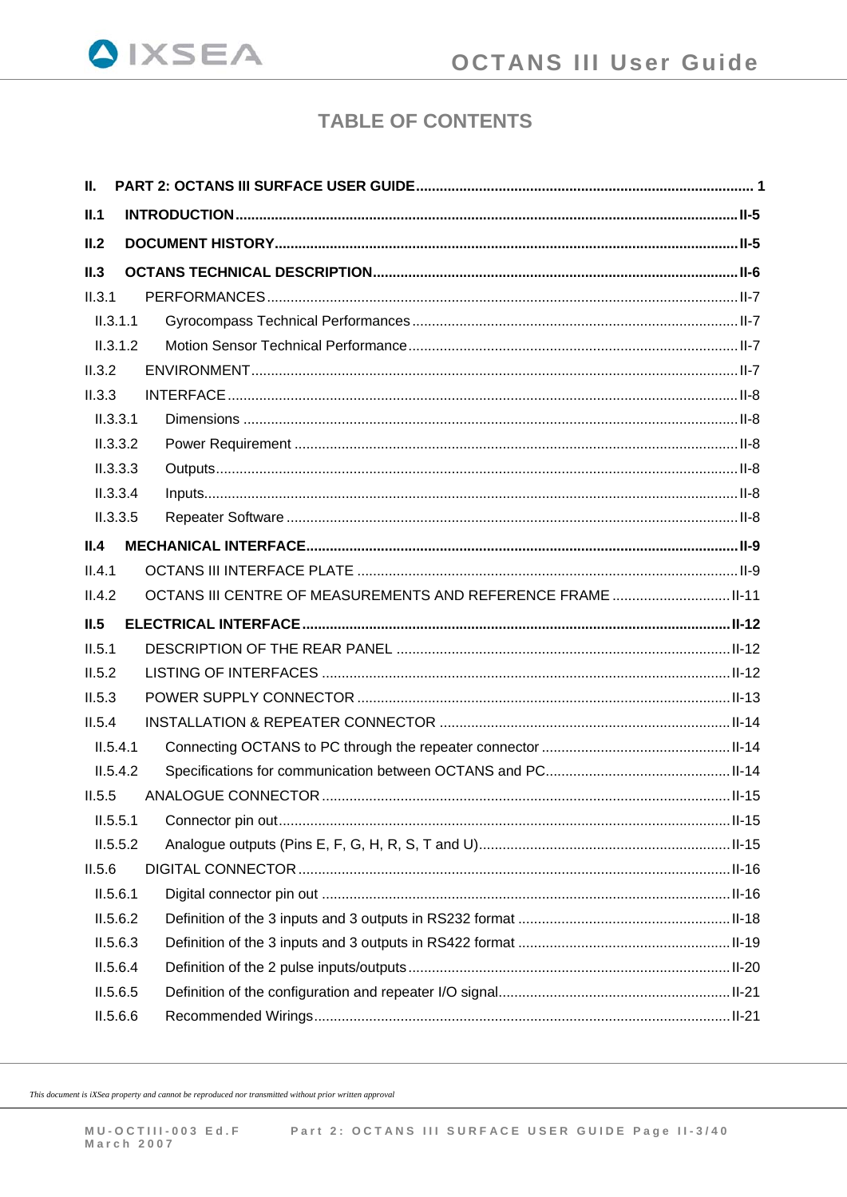# TABLE OF CONTENTS

**II. PART 2: OCTANS III SURFACE USER GUIDE .................... 1**

**II.1 INTRODUCTION .................... II-5**

**II.2 DOCUMENT HISTORY .................... II-5**

**II.3 OCTANS TECHNICAL DESCRIPTION .................... II-6**

II.3.1 PERFORMANCES .................... II-7

II.3.1.1 Gyrocompass Technical Performances .................... II-7

II.3.1.2 Motion Sensor Technical Performance .................... II-7

II.3.2 ENVIRONMENT .................... II-7

II.3.3 INTERFACE .................... II-8

II.3.3.1 Dimensions .................... II-8

II.3.3.2 Power Requirement .................... II-8

II.3.3.3 Outputs .................... II-8

II.3.3.4 Inputs .................... II-8

II.3.3.5 Repeater Software .................... II-8

**II.4 MECHANICAL INTERFACE .................... II-9**

II.4.1 OCTANS III INTERFACE PLATE .................... II-9

II.4.2 OCTANS III CENTRE OF MEASUREMENTS AND REFERENCE FRAME .................... II-11

**II.5 ELECTRICAL INTERFACE .................... II-12**

II.5.1 DESCRIPTION OF THE REAR PANEL .................... II-12

II.5.2 LISTING OF INTERFACES .................... II-12

II.5.3 POWER SUPPLY CONNECTOR .................... II-13

II.5.4 INSTALLATION & REPEATER CONNECTOR .................... II-14

II.5.4.1 Connecting OCTANS to PC through the repeater connector .................... II-14

II.5.4.2 Specifications for communication between OCTANS and PC .................... II-14

II.5.5 ANALOGUE CONNECTOR .................... II-15

II.5.5.1 Connector pin out .................... II-15

II.5.5.2 Analogue outputs (Pins E, F, G, H, R, S, T and U) .................... II-15

II.5.6 DIGITAL CONNECTOR .................... II-16

II.5.6.1 Digital connector pin out .................... II-16

II.5.6.2 Definition of the 3 inputs and 3 outputs in RS232 format .................... II-18

II.5.6.3 Definition of the 3 inputs and 3 outputs in RS422 format .................... II-19

II.5.6.4 Definition of the 2 pulse inputs/outputs .................... II-20

II.5.6.5 Definition of the configuration and repeater I/O signal .................... II-21

II.5.6.6 Recommended Wirings .................... II-21

*This document is iXSea property and cannot be reproduced nor transmitted without prior written approval*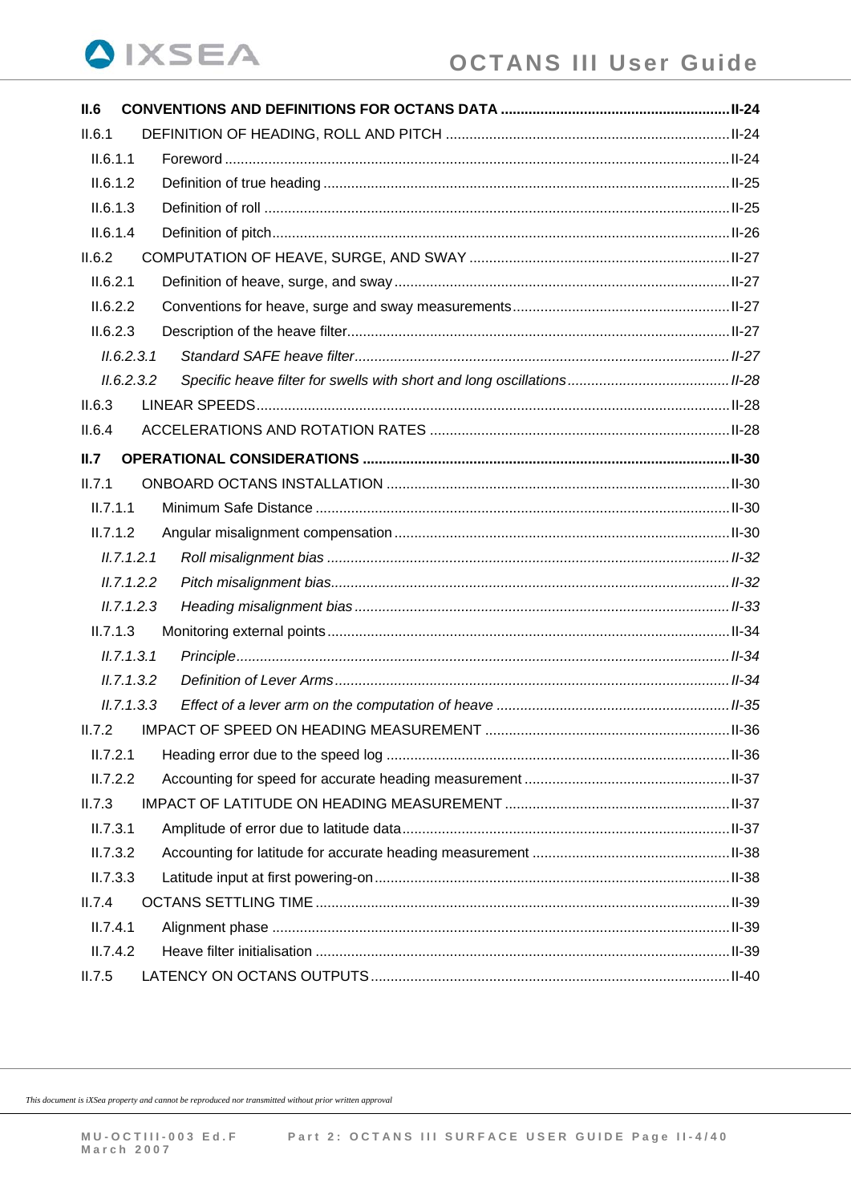**II.6 CONVENTIONS AND DEFINITIONS FOR OCTANS DATA .......... II-24**

II.6.1 DEFINITION OF HEADING, ROLL AND PITCH .......... II-24

II.6.1.1 Foreword .......... II-24

II.6.1.2 Definition of true heading .......... II-25

II.6.1.3 Definition of roll .......... II-25

II.6.1.4 Definition of pitch .......... II-26

II.6.2 COMPUTATION OF HEAVE, SURGE, AND SWAY .......... II-27

II.6.2.1 Definition of heave, surge, and sway .......... II-27

II.6.2.2 Conventions for heave, surge and sway measurements .......... II-27

II.6.2.3 Description of the heave filter .......... II-27

*II.6.2.3.1 Standard SAFE heave filter .......... II-27*

*II.6.2.3.2 Specific heave filter for swells with short and long oscillations .......... II-28*

II.6.3 LINEAR SPEEDS .......... II-28

II.6.4 ACCELERATIONS AND ROTATION RATES .......... II-28

**II.7 OPERATIONAL CONSIDERATIONS .......... II-30**

II.7.1 ONBOARD OCTANS INSTALLATION .......... II-30

II.7.1.1 Minimum Safe Distance .......... II-30

II.7.1.2 Angular misalignment compensation .......... II-30

*II.7.1.2.1 Roll misalignment bias .......... II-32*

*II.7.1.2.2 Pitch misalignment bias .......... II-32*

*II.7.1.2.3 Heading misalignment bias .......... II-33*

II.7.1.3 Monitoring external points .......... II-34

*II.7.1.3.1 Principle .......... II-34*

*II.7.1.3.2 Definition of Lever Arms .......... II-34*

*II.7.1.3.3 Effect of a lever arm on the computation of heave .......... II-35*

II.7.2 IMPACT OF SPEED ON HEADING MEASUREMENT .......... II-36

II.7.2.1 Heading error due to the speed log .......... II-36

II.7.2.2 Accounting for speed for accurate heading measurement .......... II-37

II.7.3 IMPACT OF LATITUDE ON HEADING MEASUREMENT .......... II-37

II.7.3.1 Amplitude of error due to latitude data .......... II-37

II.7.3.2 Accounting for latitude for accurate heading measurement .......... II-38

II.7.3.3 Latitude input at first powering-on .......... II-38

II.7.4 OCTANS SETTLING TIME .......... II-39

II.7.4.1 Alignment phase .......... II-39

II.7.4.2 Heave filter initialisation .......... II-39

II.7.5 LATENCY ON OCTANS OUTPUTS .......... II-40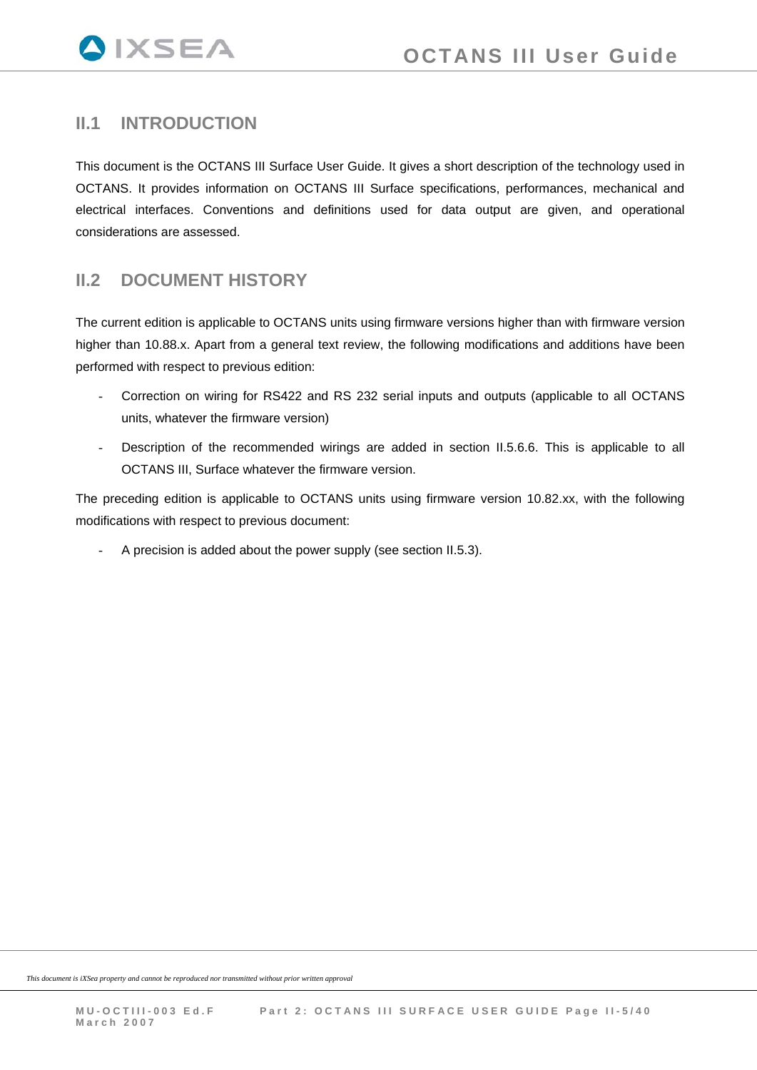## II.1 INTRODUCTION

This document is the OCTANS III Surface User Guide. It gives a short description of the technology used in OCTANS. It provides information on OCTANS III Surface specifications, performances, mechanical and electrical interfaces. Conventions and definitions used for data output are given, and operational considerations are assessed.

## II.2 DOCUMENT HISTORY

The current edition is applicable to OCTANS units using firmware versions higher than with firmware version higher than 10.88.x. Apart from a general text review, the following modifications and additions have been performed with respect to previous edition:

- Correction on wiring for RS422 and RS 232 serial inputs and outputs (applicable to all OCTANS units, whatever the firmware version)
- Description of the recommended wirings are added in section II.5.6.6. This is applicable to all OCTANS III, Surface whatever the firmware version.

The preceding edition is applicable to OCTANS units using firmware version 10.82.xx, with the following modifications with respect to previous document:

- A precision is added about the power supply (see section II.5.3).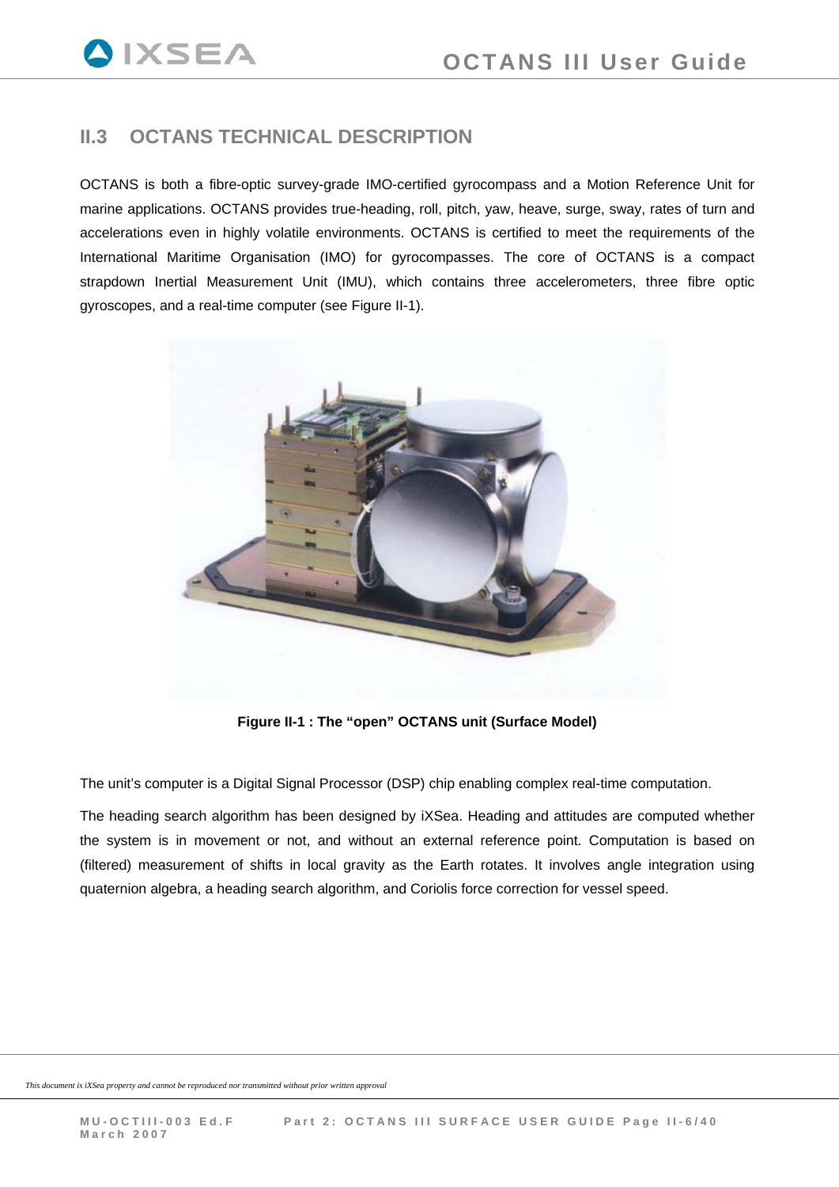## II.3 OCTANS TECHNICAL DESCRIPTION

OCTANS is both a fibre-optic survey-grade IMO-certified gyrocompass and a Motion Reference Unit for marine applications. OCTANS provides true-heading, roll, pitch, yaw, heave, surge, sway, rates of turn and accelerations even in highly volatile environments. OCTANS is certified to meet the requirements of the International Maritime Organisation (IMO) for gyrocompasses. The core of OCTANS is a compact strapdown Inertial Measurement Unit (IMU), which contains three accelerometers, three fibre optic gyroscopes, and a real-time computer (see Figure II-1).

**Figure II-1 : The "open" OCTANS unit (Surface Model)**

The unit's computer is a Digital Signal Processor (DSP) chip enabling complex real-time computation.

The heading search algorithm has been designed by iXSea. Heading and attitudes are computed whether the system is in movement or not, and without an external reference point. Computation is based on (filtered) measurement of shifts in local gravity as the Earth rotates. It involves angle integration using quaternion algebra, a heading search algorithm, and Coriolis force correction for vessel speed.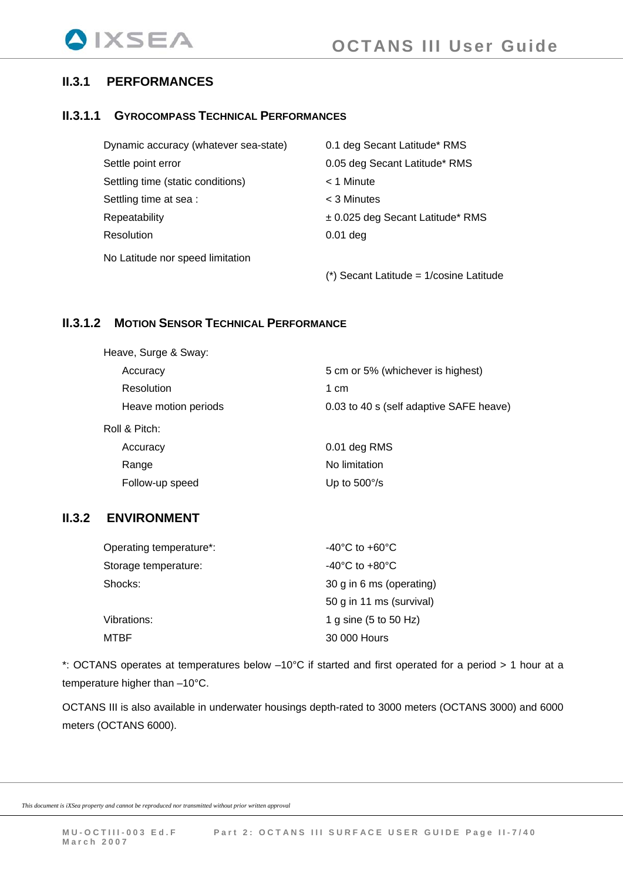## II.3.1 PERFORMANCES

### II.3.1.1 GYROCOMPASS TECHNICAL PERFORMANCES

| | |
|---|---|
| Dynamic accuracy (whatever sea-state) | 0.1 deg Secant Latitude* RMS |
| Settle point error | 0.05 deg Secant Latitude* RMS |
| Settling time (static conditions) | < 1 Minute |
| Settling time at sea : | < 3 Minutes |
| Repeatability | ± 0.025 deg Secant Latitude* RMS |
| Resolution | 0.01 deg |

No Latitude nor speed limitation

(*) Secant Latitude = 1/cosine Latitude

### II.3.1.2 MOTION SENSOR TECHNICAL PERFORMANCE

| | |
|---|---|
| Heave, Surge & Sway: | |
| Accuracy | 5 cm or 5% (whichever is highest) |
| Resolution | 1 cm |
| Heave motion periods | 0.03 to 40 s (self adaptive SAFE heave) |
| Roll & Pitch: | |
| Accuracy | 0.01 deg RMS |
| Range | No limitation |
| Follow-up speed | Up to 500°/s |

## II.3.2 ENVIRONMENT

| | |
|---|---|
| Operating temperature*: | -40°C to +60°C |
| Storage temperature: | -40°C to +80°C |
| Shocks: | 30 g in 6 ms (operating) |
| | 50 g in 11 ms (survival) |
| Vibrations: | 1 g sine (5 to 50 Hz) |
| MTBF | 30 000 Hours |

*: OCTANS operates at temperatures below –10°C if started and first operated for a period > 1 hour at a temperature higher than –10°C.

OCTANS III is also available in underwater housings depth-rated to 3000 meters (OCTANS 3000) and 6000 meters (OCTANS 6000).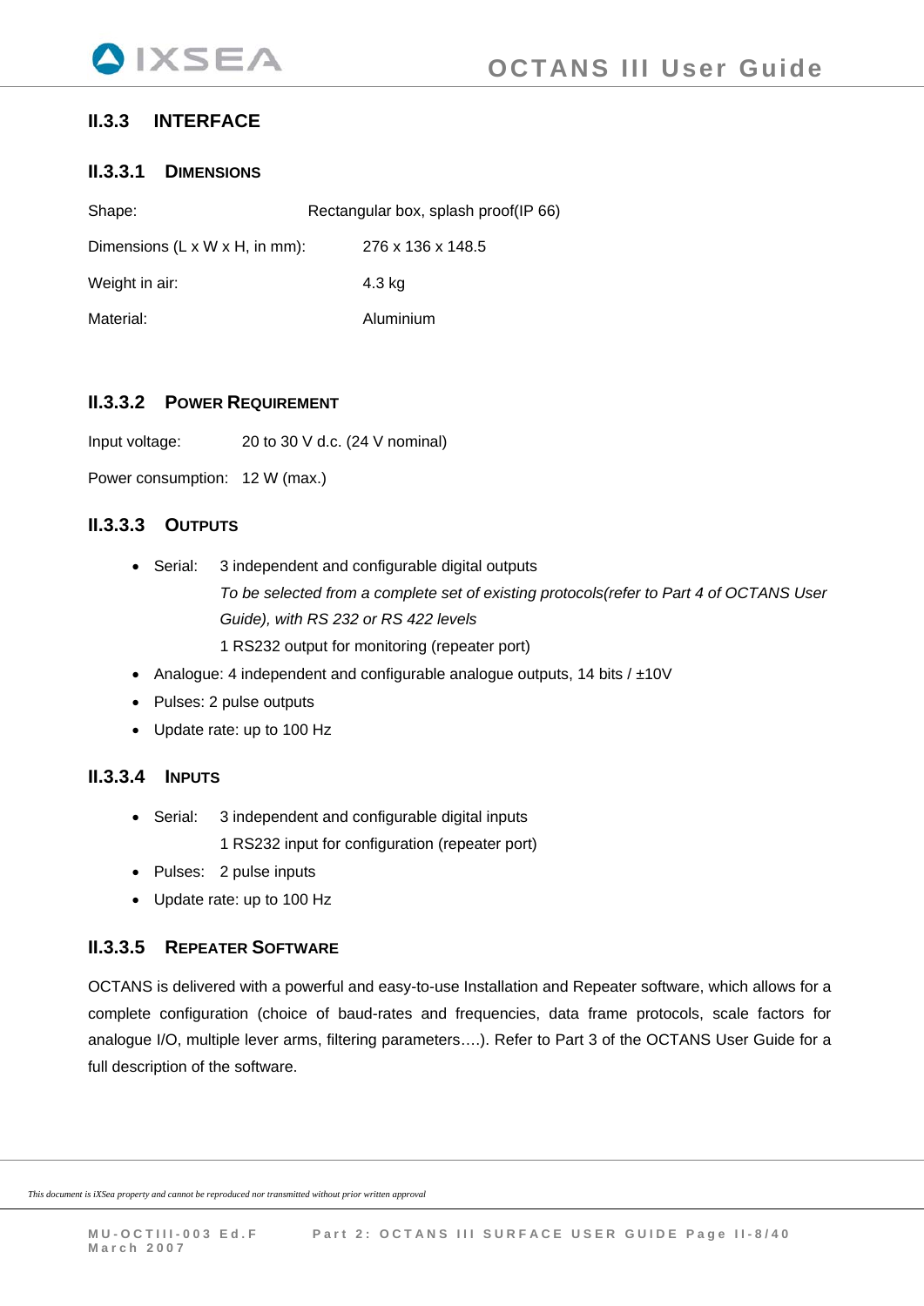## II.3.3 INTERFACE

### II.3.3.1 DIMENSIONS

Shape: Rectangular box, splash proof(IP 66)

Dimensions (L x W x H, in mm): 276 x 136 x 148.5

Weight in air: 4.3 kg

Material: Aluminium

### II.3.3.2 POWER REQUIREMENT

Input voltage: 20 to 30 V d.c. (24 V nominal)

Power consumption: 12 W (max.)

### II.3.3.3 OUTPUTS

- Serial: 3 independent and configurable digital outputs
  *To be selected from a complete set of existing protocols(refer to Part 4 of OCTANS User Guide), with RS 232 or RS 422 levels*
  1 RS232 output for monitoring (repeater port)
- Analogue: 4 independent and configurable analogue outputs, 14 bits / ±10V
- Pulses: 2 pulse outputs
- Update rate: up to 100 Hz

### II.3.3.4 INPUTS

- Serial: 3 independent and configurable digital inputs
  1 RS232 input for configuration (repeater port)
- Pulses: 2 pulse inputs
- Update rate: up to 100 Hz

### II.3.3.5 REPEATER SOFTWARE

OCTANS is delivered with a powerful and easy-to-use Installation and Repeater software, which allows for a complete configuration (choice of baud-rates and frequencies, data frame protocols, scale factors for analogue I/O, multiple lever arms, filtering parameters….). Refer to Part 3 of the OCTANS User Guide for a full description of the software.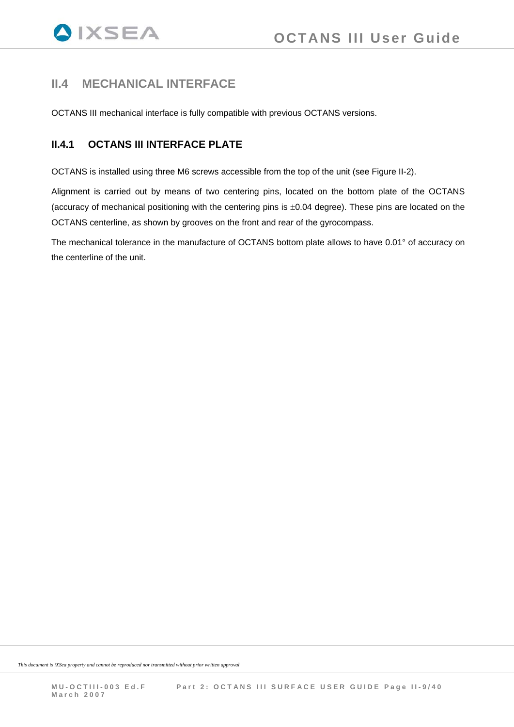## II.4 MECHANICAL INTERFACE

OCTANS III mechanical interface is fully compatible with previous OCTANS versions.

### II.4.1 OCTANS III INTERFACE PLATE

OCTANS is installed using three M6 screws accessible from the top of the unit (see Figure II-2).

Alignment is carried out by means of two centering pins, located on the bottom plate of the OCTANS (accuracy of mechanical positioning with the centering pins is ±0.04 degree). These pins are located on the OCTANS centerline, as shown by grooves on the front and rear of the gyrocompass.

The mechanical tolerance in the manufacture of OCTANS bottom plate allows to have 0.01° of accuracy on the centerline of the unit.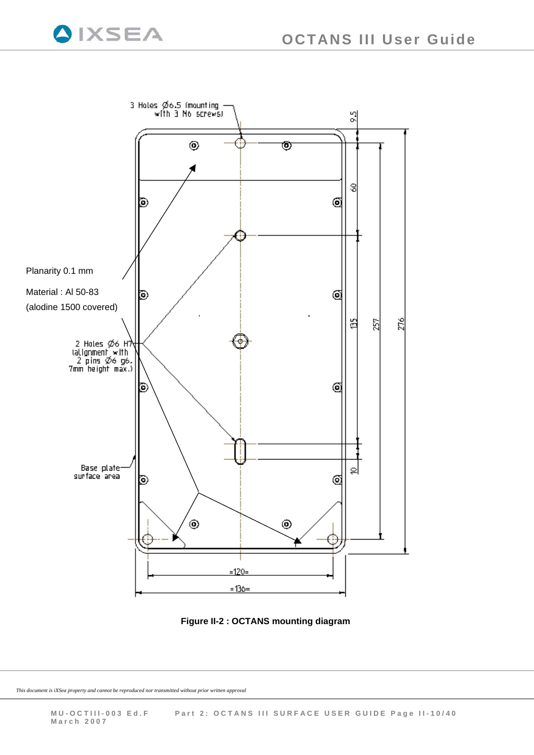3 Holes Ø6.5 (mounting with 3 M6 screws)

Planarity 0.1 mm

Material : Al 50-83

(alodine 1500 covered)

2 Holes Ø6 H7 (alignment with 2 pins Ø6 g6, 7mm height max.)

Base plate surface area

9.5

60

135

257

276

10

=120=

=136=

**Figure II-2 : OCTANS mounting diagram**

*This document is iXSea property and cannot be reproduced nor transmitted without prior written approval*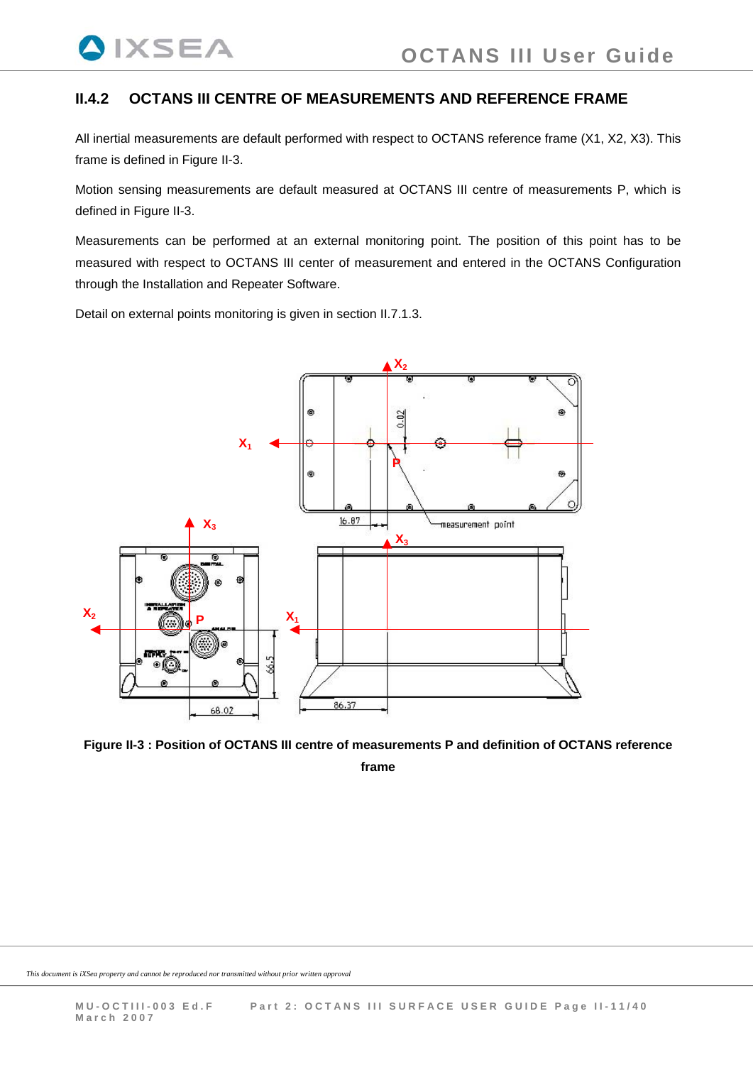## II.4.2 OCTANS III CENTRE OF MEASUREMENTS AND REFERENCE FRAME

All inertial measurements are default performed with respect to OCTANS reference frame (X1, X2, X3). This frame is defined in Figure II-3.

Motion sensing measurements are default measured at OCTANS III centre of measurements P, which is defined in Figure II-3.

Measurements can be performed at an external monitoring point. The position of this point has to be measured with respect to OCTANS III center of measurement and entered in the OCTANS Configuration through the Installation and Repeater Software.

Detail on external points monitoring is given in section II.7.1.3.

**Figure II-3 : Position of OCTANS III centre of measurements P and definition of OCTANS reference frame**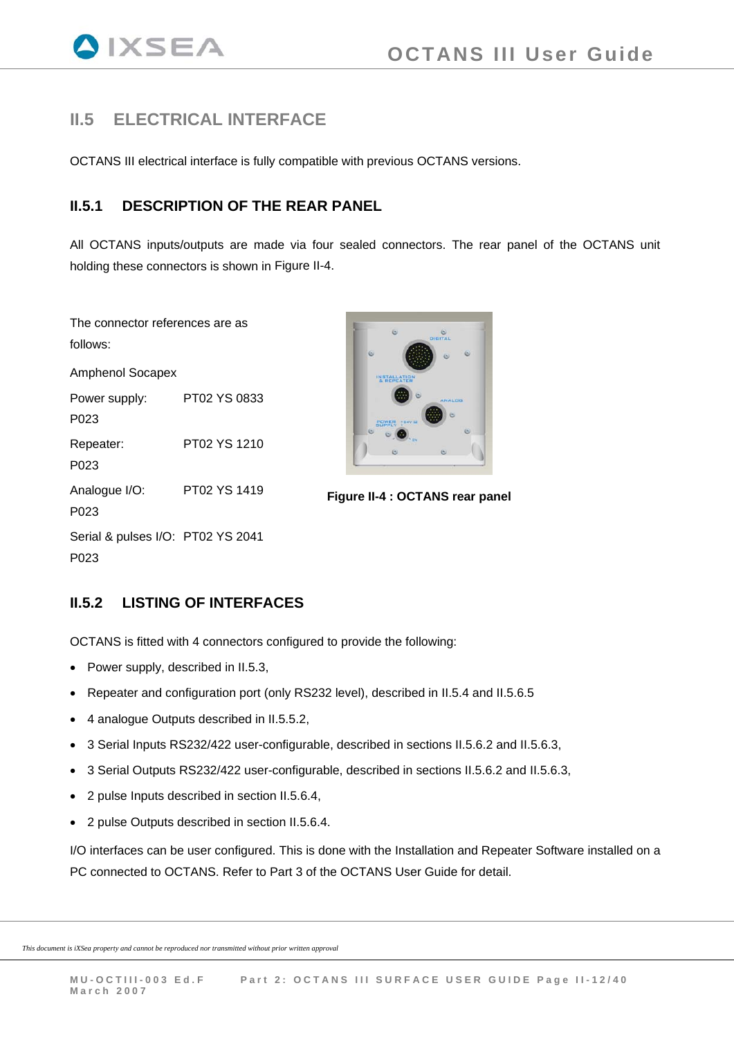## II.5 ELECTRICAL INTERFACE

OCTANS III electrical interface is fully compatible with previous OCTANS versions.

### II.5.1 DESCRIPTION OF THE REAR PANEL

All OCTANS inputs/outputs are made via four sealed connectors. The rear panel of the OCTANS unit holding these connectors is shown in Figure II-4.

The connector references are as follows:

Amphenol Socapex

| | |
|---|---|
| Power supply: | PT02 YS 0833 P023 |
| Repeater: | PT02 YS 1210 P023 |
| Analogue I/O: | PT02 YS 1419 P023 |
| Serial & pulses I/O: | PT02 YS 2041 P023 |

**Figure II-4 : OCTANS rear panel**

### II.5.2 LISTING OF INTERFACES

OCTANS is fitted with 4 connectors configured to provide the following:

- Power supply, described in II.5.3,
- Repeater and configuration port (only RS232 level), described in II.5.4 and II.5.6.5
- 4 analogue Outputs described in II.5.5.2,
- 3 Serial Inputs RS232/422 user-configurable, described in sections II.5.6.2 and II.5.6.3,
- 3 Serial Outputs RS232/422 user-configurable, described in sections II.5.6.2 and II.5.6.3,
- 2 pulse Inputs described in section II.5.6.4,
- 2 pulse Outputs described in section II.5.6.4.

I/O interfaces can be user configured. This is done with the Installation and Repeater Software installed on a PC connected to OCTANS. Refer to Part 3 of the OCTANS User Guide for detail.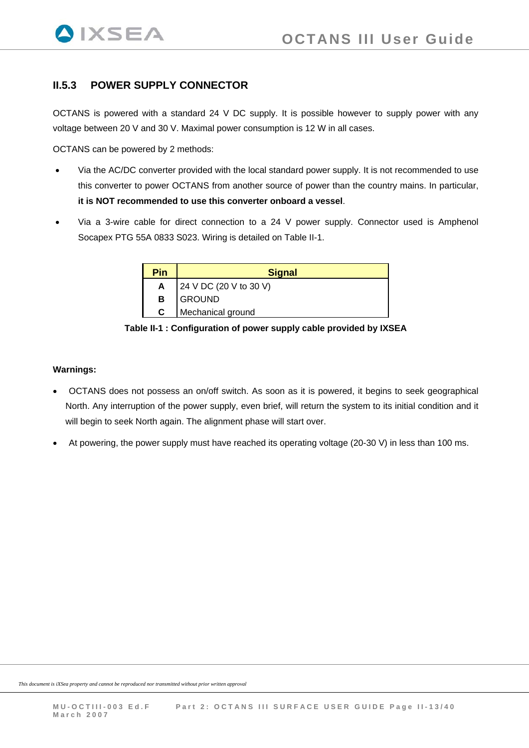## II.5.3 POWER SUPPLY CONNECTOR

OCTANS is powered with a standard 24 V DC supply. It is possible however to supply power with any voltage between 20 V and 30 V. Maximal power consumption is 12 W in all cases.

OCTANS can be powered by 2 methods:

- Via the AC/DC converter provided with the local standard power supply. It is not recommended to use this converter to power OCTANS from another source of power than the country mains. In particular, **it is NOT recommended to use this converter onboard a vessel**.
- Via a 3-wire cable for direct connection to a 24 V power supply. Connector used is Amphenol Socapex PTG 55A 0833 S023. Wiring is detailed on Table II-1.

| Pin | Signal |
|---|---|
| **A** | 24 V DC (20 V to 30 V) |
| **B** | GROUND |
| **C** | Mechanical ground |

**Table II-1 : Configuration of power supply cable provided by IXSEA**

**Warnings:**

- OCTANS does not possess an on/off switch. As soon as it is powered, it begins to seek geographical North. Any interruption of the power supply, even brief, will return the system to its initial condition and it will begin to seek North again. The alignment phase will start over.
- At powering, the power supply must have reached its operating voltage (20-30 V) in less than 100 ms.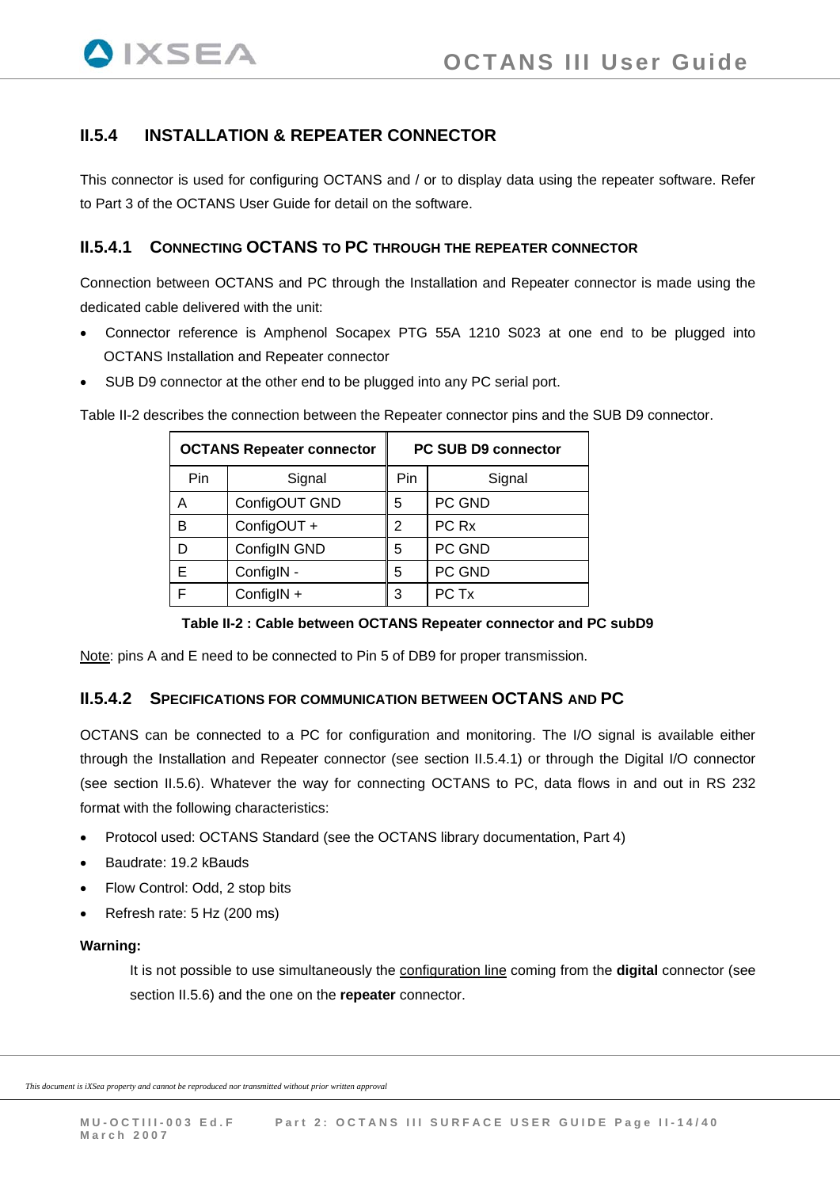## II.5.4 INSTALLATION & REPEATER CONNECTOR

This connector is used for configuring OCTANS and / or to display data using the repeater software. Refer to Part 3 of the OCTANS User Guide for detail on the software.

### II.5.4.1 CONNECTING OCTANS TO PC THROUGH THE REPEATER CONNECTOR

Connection between OCTANS and PC through the Installation and Repeater connector is made using the dedicated cable delivered with the unit:

- Connector reference is Amphenol Socapex PTG 55A 1210 S023 at one end to be plugged into OCTANS Installation and Repeater connector
- SUB D9 connector at the other end to be plugged into any PC serial port.

Table II-2 describes the connection between the Repeater connector pins and the SUB D9 connector.

| **OCTANS Repeater connector** | | **PC SUB D9 connector** | |
|---|---|---|---|
| Pin | Signal | Pin | Signal |
| A | ConfigOUT GND | 5 | PC GND |
| B | ConfigOUT + | 2 | PC Rx |
| D | ConfigIN GND | 5 | PC GND |
| E | ConfigIN - | 5 | PC GND |
| F | ConfigIN + | 3 | PC Tx |

**Table II-2 : Cable between OCTANS Repeater connector and PC subD9**

Note: pins A and E need to be connected to Pin 5 of DB9 for proper transmission.

### II.5.4.2 SPECIFICATIONS FOR COMMUNICATION BETWEEN OCTANS AND PC

OCTANS can be connected to a PC for configuration and monitoring. The I/O signal is available either through the Installation and Repeater connector (see section II.5.4.1) or through the Digital I/O connector (see section II.5.6). Whatever the way for connecting OCTANS to PC, data flows in and out in RS 232 format with the following characteristics:

- Protocol used: OCTANS Standard (see the OCTANS library documentation, Part 4)
- Baudrate: 19.2 kBauds
- Flow Control: Odd, 2 stop bits
- Refresh rate: 5 Hz (200 ms)

**Warning:**

It is not possible to use simultaneously the configuration line coming from the **digital** connector (see section II.5.6) and the one on the **repeater** connector.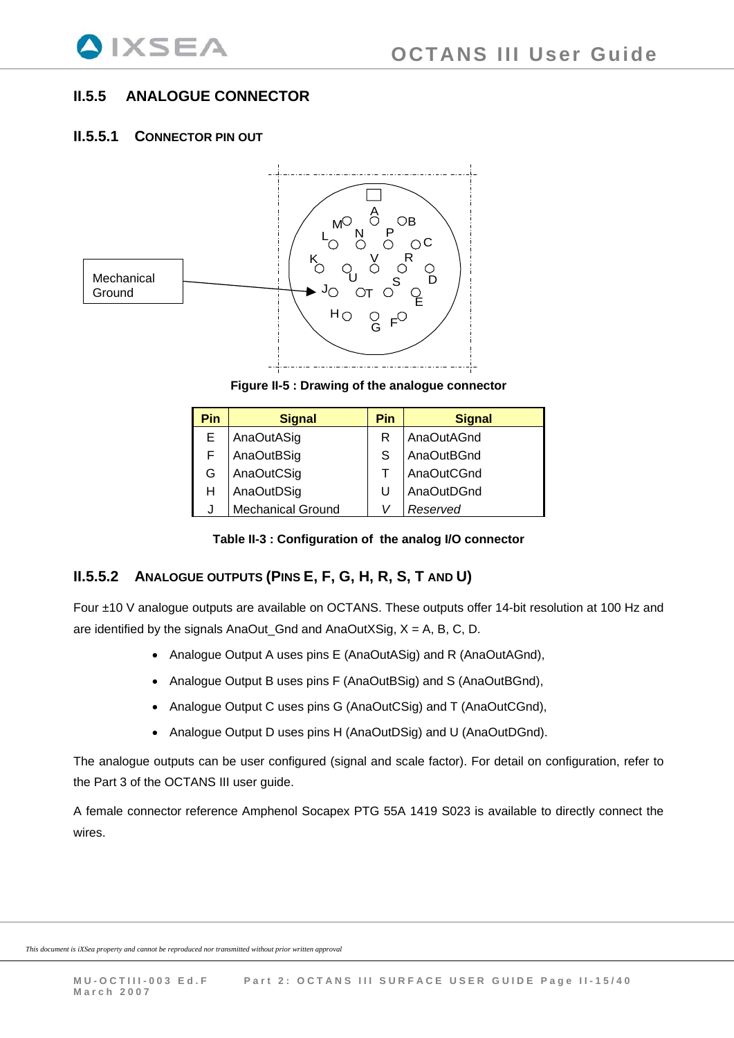## II.5.5 ANALOGUE CONNECTOR

### II.5.5.1 CONNECTOR PIN OUT

Mechanical Ground

**Figure II-5 : Drawing of the analogue connector**

| Pin | Signal | Pin | Signal |
|---|---|---|---|
| E | AnaOutASig | R | AnaOutAGnd |
| F | AnaOutBSig | S | AnaOutBGnd |
| G | AnaOutCSig | T | AnaOutCGnd |
| H | AnaOutDSig | U | AnaOutDGnd |
| J | Mechanical Ground | *V* | *Reserved* |

**Table II-3 : Configuration of the analog I/O connector**

### II.5.5.2 ANALOGUE OUTPUTS (PINS E, F, G, H, R, S, T AND U)

Four ±10 V analogue outputs are available on OCTANS. These outputs offer 14-bit resolution at 100 Hz and are identified by the signals AnaOut_Gnd and AnaOutXSig, X = A, B, C, D.

- Analogue Output A uses pins E (AnaOutASig) and R (AnaOutAGnd),
- Analogue Output B uses pins F (AnaOutBSig) and S (AnaOutBGnd),
- Analogue Output C uses pins G (AnaOutCSig) and T (AnaOutCGnd),
- Analogue Output D uses pins H (AnaOutDSig) and U (AnaOutDGnd).

The analogue outputs can be user configured (signal and scale factor). For detail on configuration, refer to the Part 3 of the OCTANS III user guide.

A female connector reference Amphenol Socapex PTG 55A 1419 S023 is available to directly connect the wires.

*This document is iXSea property and cannot be reproduced nor transmitted without prior written approval*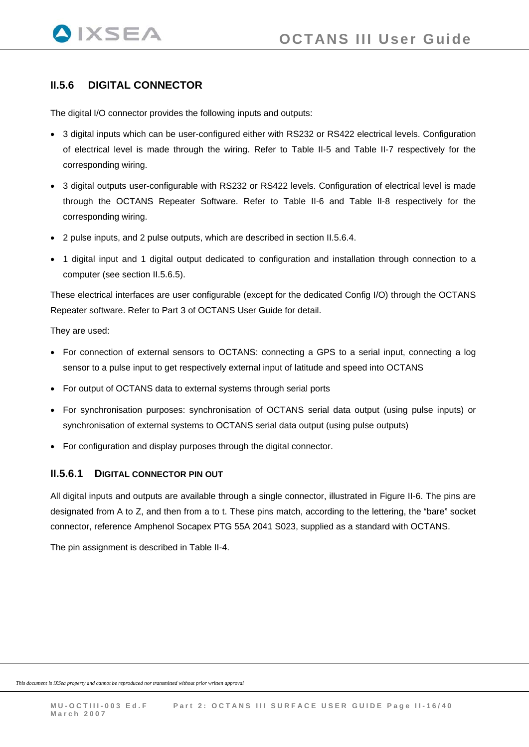## II.5.6 DIGITAL CONNECTOR

The digital I/O connector provides the following inputs and outputs:

- 3 digital inputs which can be user-configured either with RS232 or RS422 electrical levels. Configuration of electrical level is made through the wiring. Refer to Table II-5 and Table II-7 respectively for the corresponding wiring.
- 3 digital outputs user-configurable with RS232 or RS422 levels. Configuration of electrical level is made through the OCTANS Repeater Software. Refer to Table II-6 and Table II-8 respectively for the corresponding wiring.
- 2 pulse inputs, and 2 pulse outputs, which are described in section II.5.6.4.
- 1 digital input and 1 digital output dedicated to configuration and installation through connection to a computer (see section II.5.6.5).

These electrical interfaces are user configurable (except for the dedicated Config I/O) through the OCTANS Repeater software. Refer to Part 3 of OCTANS User Guide for detail.

They are used:

- For connection of external sensors to OCTANS: connecting a GPS to a serial input, connecting a log sensor to a pulse input to get respectively external input of latitude and speed into OCTANS
- For output of OCTANS data to external systems through serial ports
- For synchronisation purposes: synchronisation of OCTANS serial data output (using pulse inputs) or synchronisation of external systems to OCTANS serial data output (using pulse outputs)
- For configuration and display purposes through the digital connector.

### II.5.6.1 DIGITAL CONNECTOR PIN OUT

All digital inputs and outputs are available through a single connector, illustrated in Figure II-6. The pins are designated from A to Z, and then from a to t. These pins match, according to the lettering, the “bare” socket connector, reference Amphenol Socapex PTG 55A 2041 S023, supplied as a standard with OCTANS.

The pin assignment is described in Table II-4.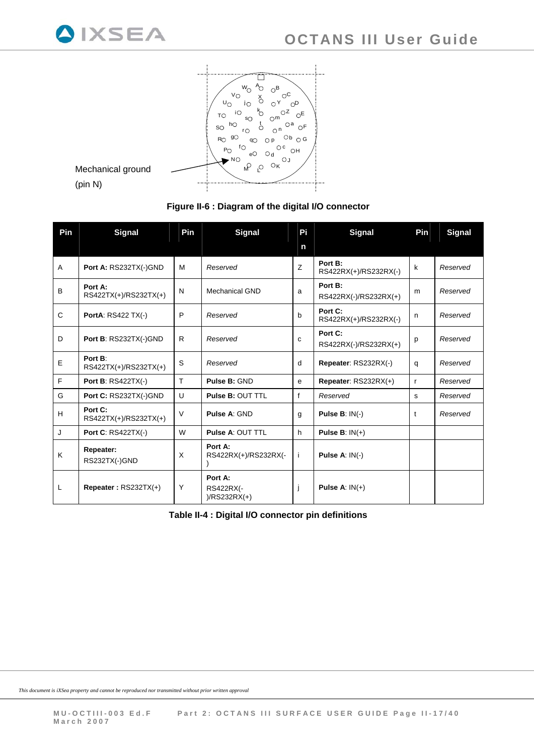Mechanical ground (pin N)

**Figure II-6 : Diagram of the digital I/O connector**

| Pin | Signal | Pin | Signal | Pin | Signal | Pin | Signal |
|---|---|---|---|---|---|---|---|
| A | **Port A:** RS232TX(-)GND | M | *Reserved* | Z | **Port B:** RS422RX(+)/RS232RX(-) | k | *Reserved* |
| B | **Port A:** RS422TX(+)/RS232TX(+) | N | Mechanical GND | a | **Port B:** RS422RX(-)/RS232RX(+) | m | *Reserved* |
| C | **PortA**: RS422 TX(-) | P | *Reserved* | b | **Port C:** RS422RX(+)/RS232RX(-) | n | *Reserved* |
| D | **Port B**: RS232TX(-)GND | R | *Reserved* | c | **Port C:** RS422RX(-)/RS232RX(+) | p | *Reserved* |
| E | **Port B**: RS422TX(+)/RS232TX(+) | S | *Reserved* | d | **Repeater**: RS232RX(-) | q | *Reserved* |
| F | **Port B**: RS422TX(-) | T | **Pulse B:** GND | e | **Repeater**: RS232RX(+) | r | *Reserved* |
| G | **Port C:** RS232TX(-)GND | U | **Pulse B:** OUT TTL | f | *Reserved* | s | *Reserved* |
| H | **Port C:** RS422TX(+)/RS232TX(+) | V | **Pulse A**: GND | g | **Pulse B**: IN(-) | t | *Reserved* |
| J | **Port C**: RS422TX(-) | W | **Pulse A**: OUT TTL | h | **Pulse B**: IN(+) | | |
| K | **Repeater:** RS232TX(-)GND | X | **Port A:** RS422RX(+)/RS232RX(-) | i | **Pulse A**: IN(-) | | |
| L | **Repeater :** RS232TX(+) | Y | **Port A:** RS422RX(-)/RS232RX(+) | j | **Pulse A**: IN(+) | | |

**Table II-4 : Digital I/O connector pin definitions**

*This document is iXSea property and cannot be reproduced nor transmitted without prior written approval*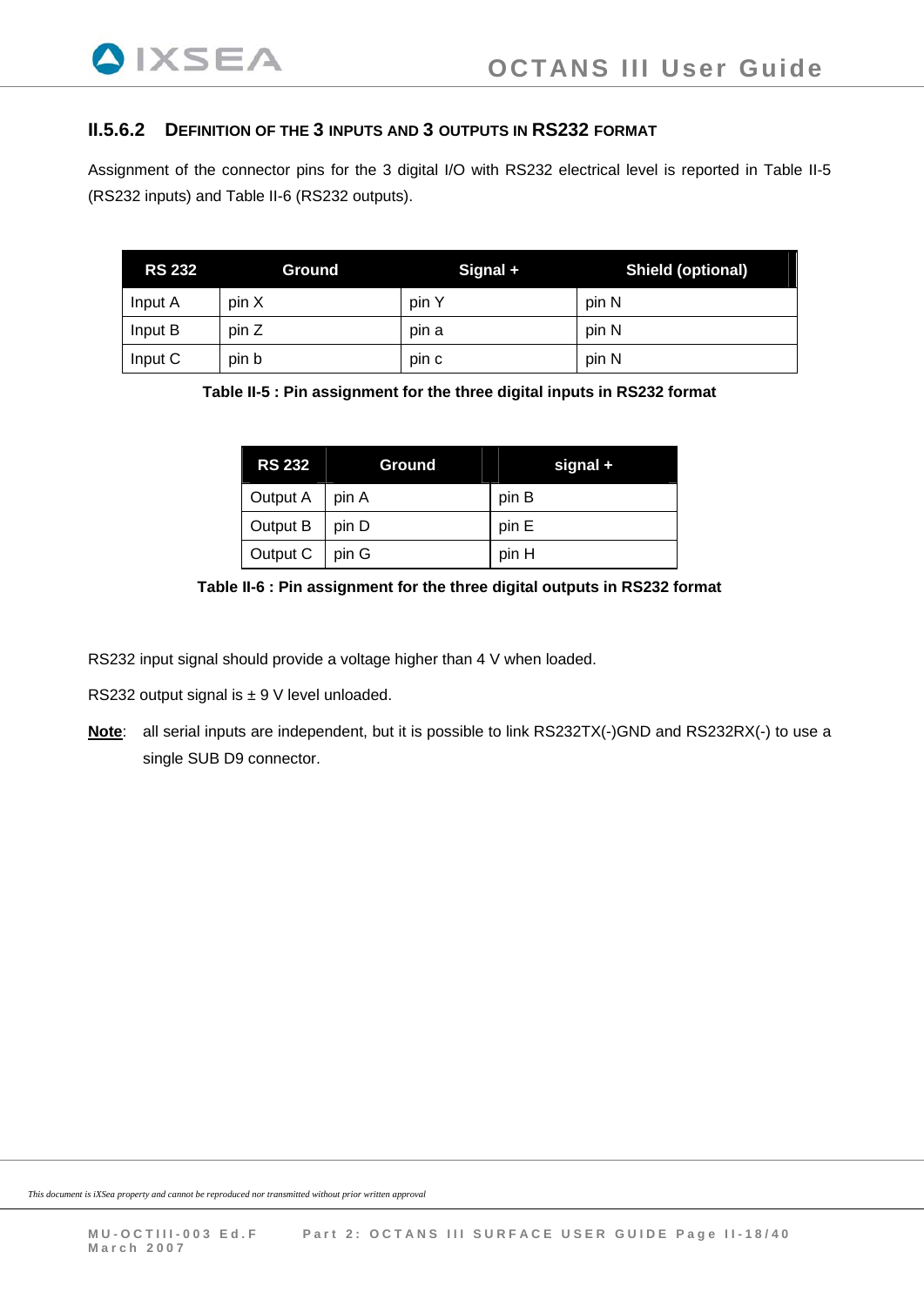#### II.5.6.2 DEFINITION OF THE 3 INPUTS AND 3 OUTPUTS IN RS232 FORMAT

Assignment of the connector pins for the 3 digital I/O with RS232 electrical level is reported in Table II-5 (RS232 inputs) and Table II-6 (RS232 outputs).

| RS 232 | Ground | Signal + | Shield (optional) |
|---|---|---|---|
| Input A | pin X | pin Y | pin N |
| Input B | pin Z | pin a | pin N |
| Input C | pin b | pin c | pin N |

**Table II-5 : Pin assignment for the three digital inputs in RS232 format**

| RS 232 | Ground | signal + |
|---|---|---|
| Output A | pin A | pin B |
| Output B | pin D | pin E |
| Output C | pin G | pin H |

**Table II-6 : Pin assignment for the three digital outputs in RS232 format**

RS232 input signal should provide a voltage higher than 4 V when loaded.

RS232 output signal is ± 9 V level unloaded.

**Note**: all serial inputs are independent, but it is possible to link RS232TX(-)GND and RS232RX(-) to use a single SUB D9 connector.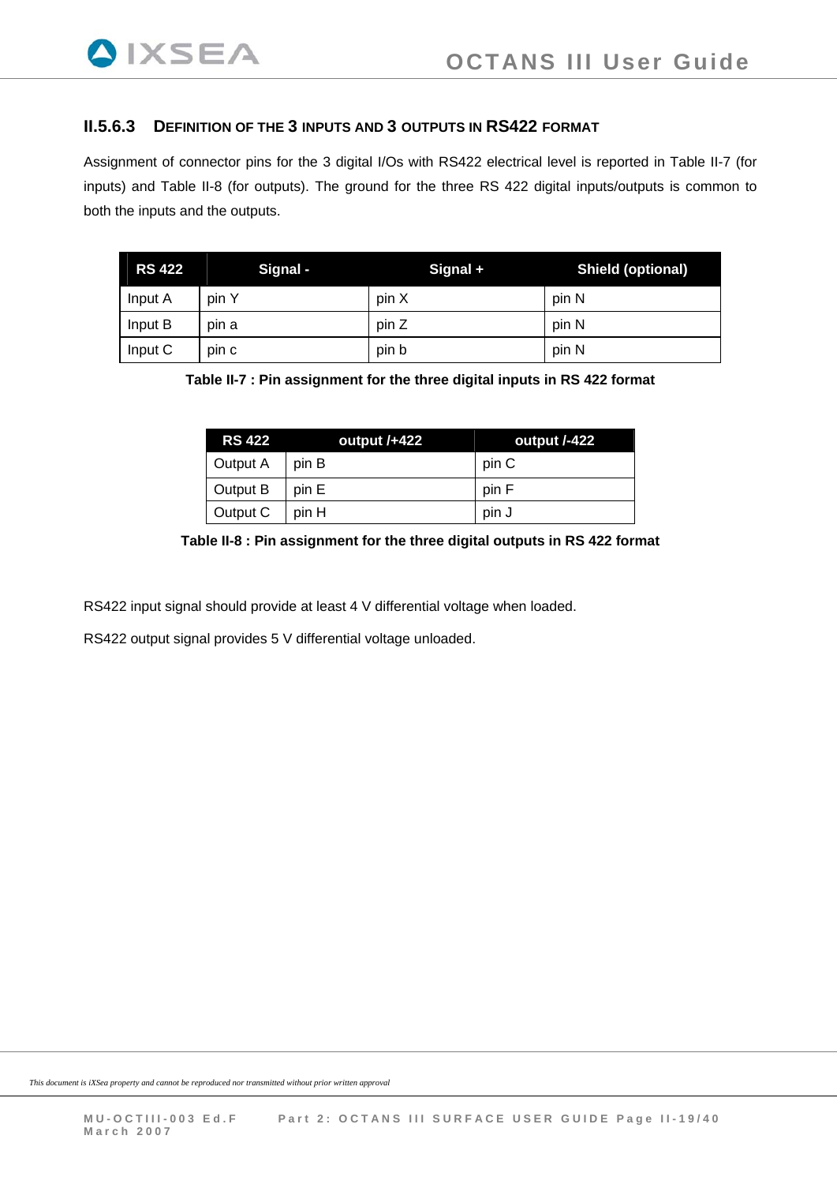### II.5.6.3 DEFINITION OF THE 3 INPUTS AND 3 OUTPUTS IN RS422 FORMAT

Assignment of connector pins for the 3 digital I/Os with RS422 electrical level is reported in Table II-7 (for inputs) and Table II-8 (for outputs). The ground for the three RS 422 digital inputs/outputs is common to both the inputs and the outputs.

| RS 422 | Signal - | Signal + | Shield (optional) |
|---|---|---|---|
| Input A | pin Y | pin X | pin N |
| Input B | pin a | pin Z | pin N |
| Input C | pin c | pin b | pin N |

**Table II-7 : Pin assignment for the three digital inputs in RS 422 format**

| RS 422 | output /+422 | output /-422 |
|---|---|---|
| Output A | pin B | pin C |
| Output B | pin E | pin F |
| Output C | pin H | pin J |

**Table II-8 : Pin assignment for the three digital outputs in RS 422 format**

RS422 input signal should provide at least 4 V differential voltage when loaded.

RS422 output signal provides 5 V differential voltage unloaded.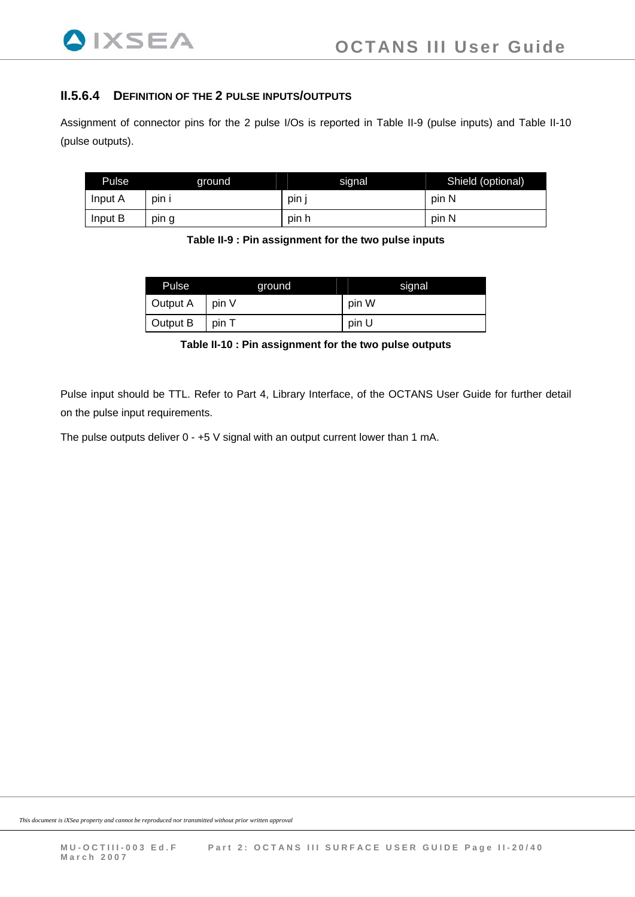#### II.5.6.4 DEFINITION OF THE 2 PULSE INPUTS/OUTPUTS

Assignment of connector pins for the 2 pulse I/Os is reported in Table II-9 (pulse inputs) and Table II-10 (pulse outputs).

| Pulse | ground | signal | Shield (optional) |
|---|---|---|---|
| Input A | pin i | pin j | pin N |
| Input B | pin g | pin h | pin N |

**Table II-9 : Pin assignment for the two pulse inputs**

| Pulse | ground | signal |
|---|---|---|
| Output A | pin V | pin W |
| Output B | pin T | pin U |

**Table II-10 : Pin assignment for the two pulse outputs**

Pulse input should be TTL. Refer to Part 4, Library Interface, of the OCTANS User Guide for further detail on the pulse input requirements.

The pulse outputs deliver 0 - +5 V signal with an output current lower than 1 mA.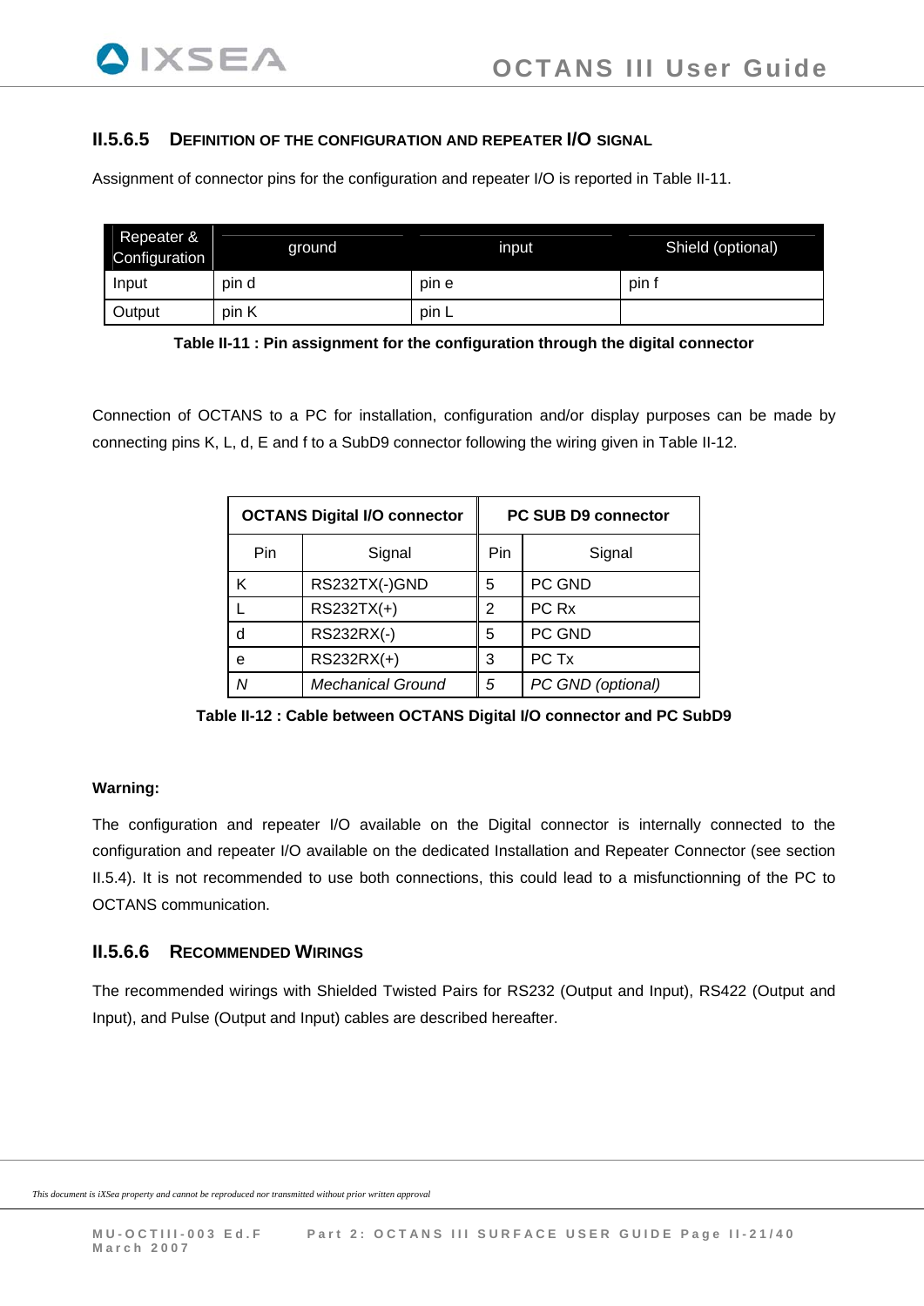### II.5.6.5 DEFINITION OF THE CONFIGURATION AND REPEATER I/O SIGNAL

Assignment of connector pins for the configuration and repeater I/O is reported in Table II-11.

| Repeater & Configuration | ground | input | Shield (optional) |
|---|---|---|---|
| Input | pin d | pin e | pin f |
| Output | pin K | pin L | |

**Table II-11 : Pin assignment for the configuration through the digital connector**

Connection of OCTANS to a PC for installation, configuration and/or display purposes can be made by connecting pins K, L, d, E and f to a SubD9 connector following the wiring given in Table II-12.

| OCTANS Digital I/O connector | | PC SUB D9 connector | |
|---|---|---|---|
| Pin | Signal | Pin | Signal |
| K | RS232TX(-)GND | 5 | PC GND |
| L | RS232TX(+) | 2 | PC Rx |
| d | RS232RX(-) | 5 | PC GND |
| e | RS232RX(+) | 3 | PC Tx |
| *N* | *Mechanical Ground* | *5* | *PC GND (optional)* |

**Table II-12 : Cable between OCTANS Digital I/O connector and PC SubD9**

**Warning:**

The configuration and repeater I/O available on the Digital connector is internally connected to the configuration and repeater I/O available on the dedicated Installation and Repeater Connector (see section II.5.4). It is not recommended to use both connections, this could lead to a misfunctionning of the PC to OCTANS communication.

### II.5.6.6 RECOMMENDED WIRINGS

The recommended wirings with Shielded Twisted Pairs for RS232 (Output and Input), RS422 (Output and Input), and Pulse (Output and Input) cables are described hereafter.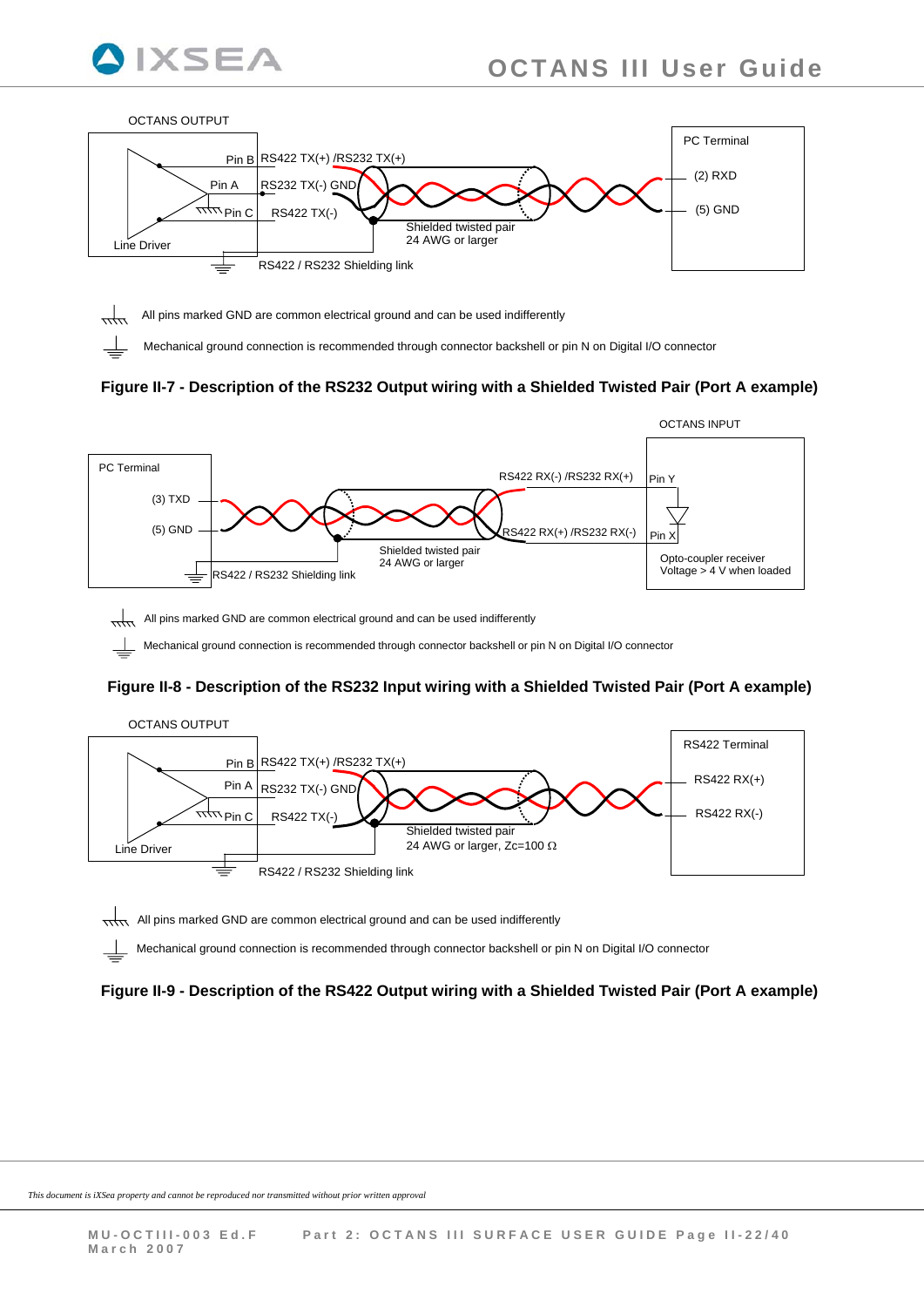OCTANS OUTPUT

Pin B RS422 TX(+) /RS232 TX(+)

Pin A RS232 TX(-) GND

Pin C RS422 TX(-)

Line Driver

Shielded twisted pair
24 AWG or larger

RS422 / RS232 Shielding link

PC Terminal

(2) RXD

(5) GND

All pins marked GND are common electrical ground and can be used indifferently

Mechanical ground connection is recommended through connector backshell or pin N on Digital I/O connector

**Figure II-7 - Description of the RS232 Output wiring with a Shielded Twisted Pair (Port A example)**

OCTANS INPUT

PC Terminal

(3) TXD

(5) GND

RS422 RX(-) /RS232 RX(+)

RS422 RX(+) /RS232 RX(-)

Pin Y

Pin X

Shielded twisted pair
24 AWG or larger

RS422 / RS232 Shielding link

Opto-coupler receiver
Voltage > 4 V when loaded

All pins marked GND are common electrical ground and can be used indifferently

Mechanical ground connection is recommended through connector backshell or pin N on Digital I/O connector

**Figure II-8 - Description of the RS232 Input wiring with a Shielded Twisted Pair (Port A example)**

OCTANS OUTPUT

Pin B RS422 TX(+) /RS232 TX(+)

Pin A RS232 TX(-) GND

Pin C RS422 TX(-)

Line Driver

Shielded twisted pair
24 AWG or larger, Zc=100 Ω

RS422 / RS232 Shielding link

RS422 Terminal

RS422 RX(+)

RS422 RX(-)

All pins marked GND are common electrical ground and can be used indifferently

Mechanical ground connection is recommended through connector backshell or pin N on Digital I/O connector

**Figure II-9 - Description of the RS422 Output wiring with a Shielded Twisted Pair (Port A example)**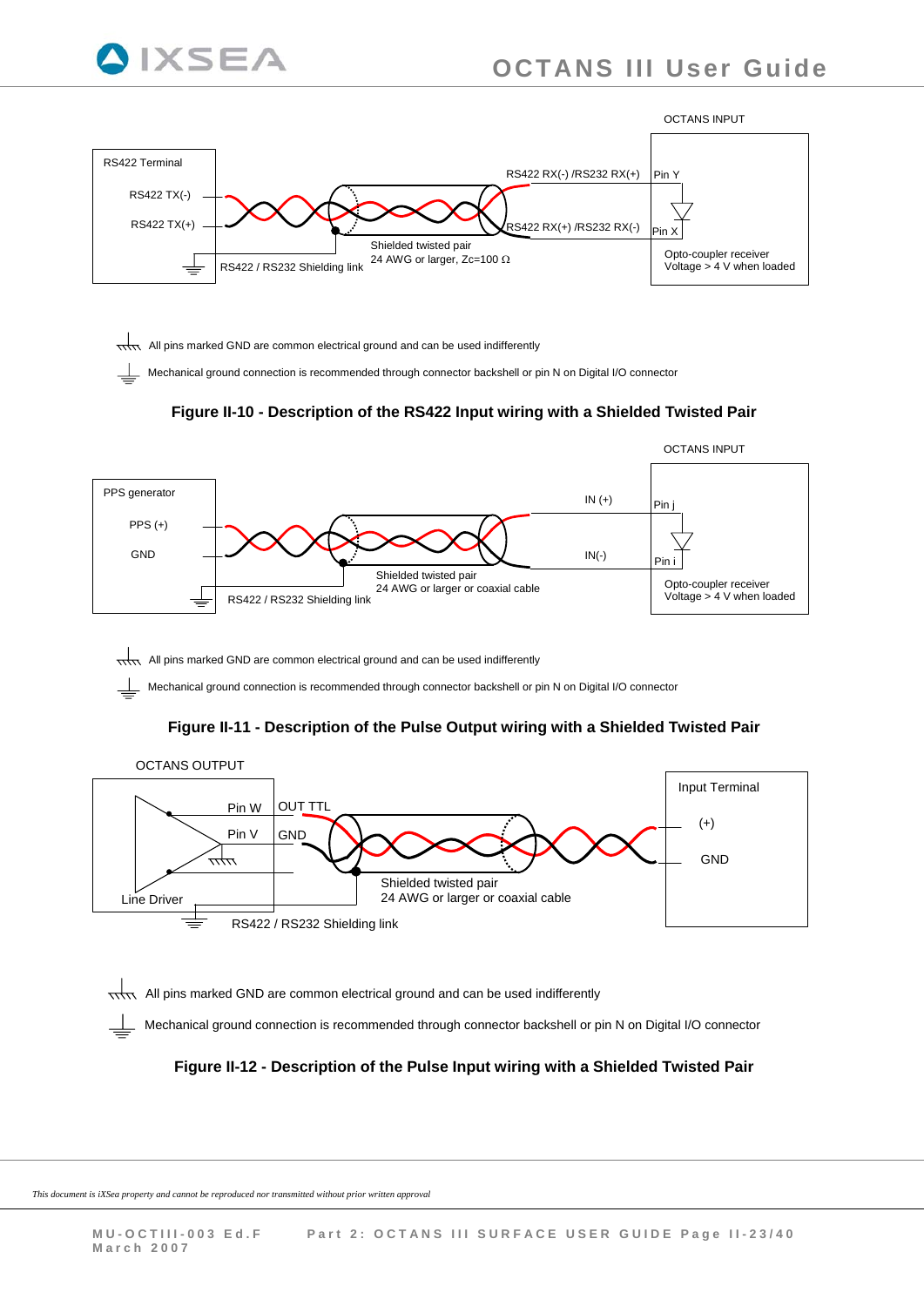OCTANS INPUT

RS422 Terminal

RS422 TX(-)

RS422 TX(+)

RS422 RX(-) /RS232 RX(+)

Pin Y

RS422 RX(+) /RS232 RX(-)

Pin X

Shielded twisted pair
24 AWG or larger, Zc=100 Ω

RS422 / RS232 Shielding link

Opto-coupler receiver
Voltage > 4 V when loaded

All pins marked GND are common electrical ground and can be used indifferently

Mechanical ground connection is recommended through connector backshell or pin N on Digital I/O connector

**Figure II-10 - Description of the RS422 Input wiring with a Shielded Twisted Pair**

OCTANS INPUT

PPS generator

PPS (+)

GND

IN (+)

Pin j

IN(-)

Pin i

Shielded twisted pair
24 AWG or larger or coaxial cable

RS422 / RS232 Shielding link

Opto-coupler receiver
Voltage > 4 V when loaded

All pins marked GND are common electrical ground and can be used indifferently

Mechanical ground connection is recommended through connector backshell or pin N on Digital I/O connector

**Figure II-11 - Description of the Pulse Output wiring with a Shielded Twisted Pair**

OCTANS OUTPUT

Pin W

OUT TTL

Pin V

GND

Line Driver

Shielded twisted pair
24 AWG or larger or coaxial cable

RS422 / RS232 Shielding link

Input Terminal

(+)

GND

All pins marked GND are common electrical ground and can be used indifferently

Mechanical ground connection is recommended through connector backshell or pin N on Digital I/O connector

**Figure II-12 - Description of the Pulse Input wiring with a Shielded Twisted Pair**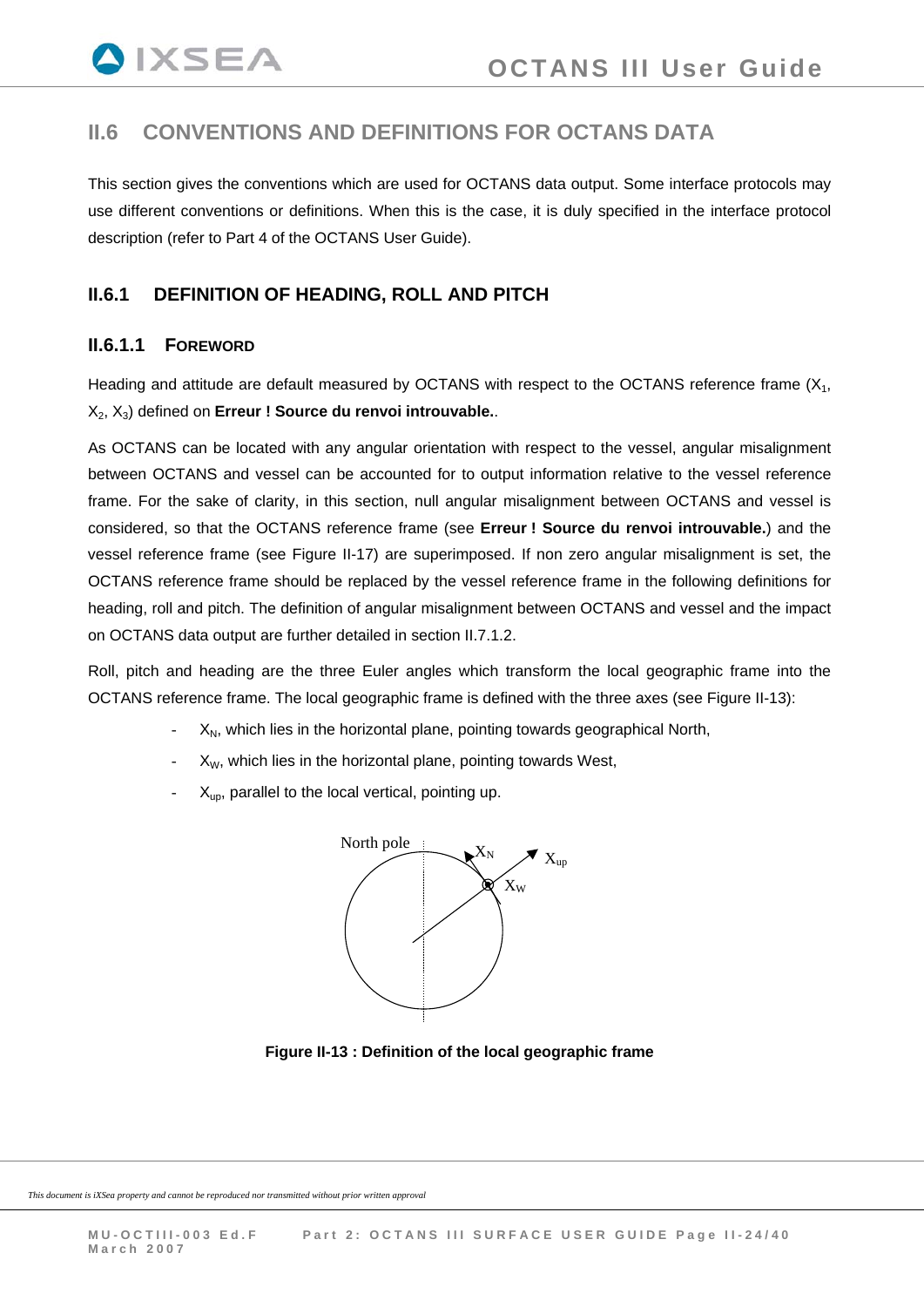## II.6 CONVENTIONS AND DEFINITIONS FOR OCTANS DATA

This section gives the conventions which are used for OCTANS data output. Some interface protocols may use different conventions or definitions. When this is the case, it is duly specified in the interface protocol description (refer to Part 4 of the OCTANS User Guide).

### II.6.1 DEFINITION OF HEADING, ROLL AND PITCH

#### II.6.1.1 FOREWORD

Heading and attitude are default measured by OCTANS with respect to the OCTANS reference frame ($X_1$, $X_2$, $X_3$) defined on **Erreur ! Source du renvoi introuvable.**.

As OCTANS can be located with any angular orientation with respect to the vessel, angular misalignment between OCTANS and vessel can be accounted for to output information relative to the vessel reference frame. For the sake of clarity, in this section, null angular misalignment between OCTANS and vessel is considered, so that the OCTANS reference frame (see **Erreur ! Source du renvoi introuvable.**) and the vessel reference frame (see Figure II-17) are superimposed. If non zero angular misalignment is set, the OCTANS reference frame should be replaced by the vessel reference frame in the following definitions for heading, roll and pitch. The definition of angular misalignment between OCTANS and vessel and the impact on OCTANS data output are further detailed in section II.7.1.2.

Roll, pitch and heading are the three Euler angles which transform the local geographic frame into the OCTANS reference frame. The local geographic frame is defined with the three axes (see Figure II-13):

- $X_N$, which lies in the horizontal plane, pointing towards geographical North,
- $X_W$, which lies in the horizontal plane, pointing towards West,
- $X_{up}$, parallel to the local vertical, pointing up.

**Figure II-13 : Definition of the local geographic frame**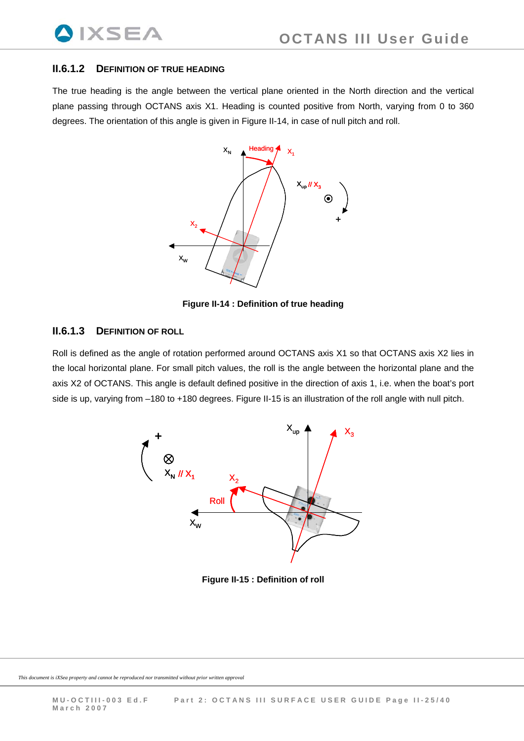### II.6.1.2 DEFINITION OF TRUE HEADING

The true heading is the angle between the vertical plane oriented in the North direction and the vertical plane passing through OCTANS axis X1. Heading is counted positive from North, varying from 0 to 360 degrees. The orientation of this angle is given in Figure II-14, in case of null pitch and roll.

**Figure II-14 : Definition of true heading**

### II.6.1.3 DEFINITION OF ROLL

Roll is defined as the angle of rotation performed around OCTANS axis X1 so that OCTANS axis X2 lies in the local horizontal plane. For small pitch values, the roll is the angle between the horizontal plane and the axis X2 of OCTANS. This angle is default defined positive in the direction of axis 1, i.e. when the boat's port side is up, varying from –180 to +180 degrees. Figure II-15 is an illustration of the roll angle with null pitch.

**Figure II-15 : Definition of roll**

*This document is iXSea property and cannot be reproduced nor transmitted without prior written approval*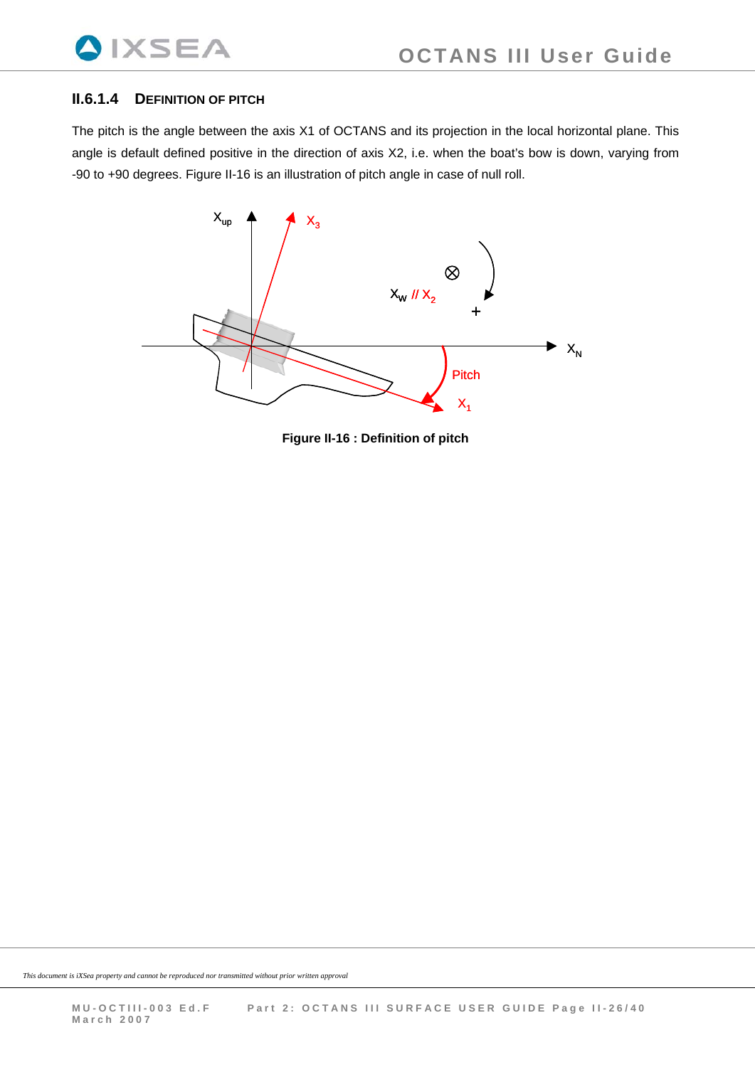### II.6.1.4 DEFINITION OF PITCH

The pitch is the angle between the axis X1 of OCTANS and its projection in the local horizontal plane. This angle is default defined positive in the direction of axis X2, i.e. when the boat's bow is down, varying from -90 to +90 degrees. Figure II-16 is an illustration of pitch angle in case of null roll.

**Figure II-16 : Definition of pitch**

*This document is iXSea property and cannot be reproduced nor transmitted without prior written approval*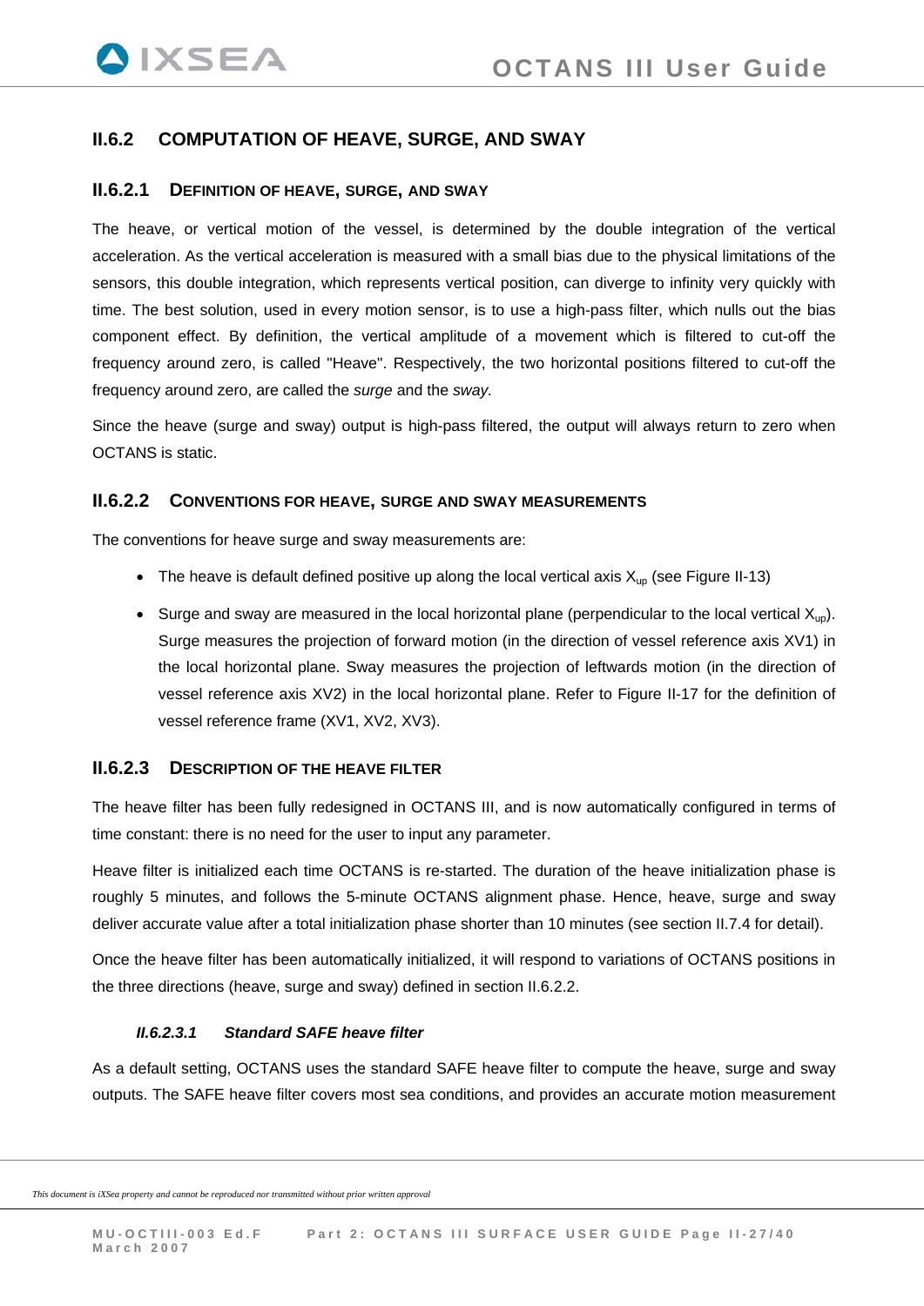## II.6.2 COMPUTATION OF HEAVE, SURGE, AND SWAY

### II.6.2.1 DEFINITION OF HEAVE, SURGE, AND SWAY

The heave, or vertical motion of the vessel, is determined by the double integration of the vertical acceleration. As the vertical acceleration is measured with a small bias due to the physical limitations of the sensors, this double integration, which represents vertical position, can diverge to infinity very quickly with time. The best solution, used in every motion sensor, is to use a high-pass filter, which nulls out the bias component effect. By definition, the vertical amplitude of a movement which is filtered to cut-off the frequency around zero, is called "Heave". Respectively, the two horizontal positions filtered to cut-off the frequency around zero, are called the *surge* and the *sway.*

Since the heave (surge and sway) output is high-pass filtered, the output will always return to zero when OCTANS is static.

### II.6.2.2 CONVENTIONS FOR HEAVE, SURGE AND SWAY MEASUREMENTS

The conventions for heave surge and sway measurements are:

- The heave is default defined positive up along the local vertical axis $X_{up}$ (see Figure II-13)
- Surge and sway are measured in the local horizontal plane (perpendicular to the local vertical $X_{up}$). Surge measures the projection of forward motion (in the direction of vessel reference axis XV1) in the local horizontal plane. Sway measures the projection of leftwards motion (in the direction of vessel reference axis XV2) in the local horizontal plane. Refer to Figure II-17 for the definition of vessel reference frame (XV1, XV2, XV3).

### II.6.2.3 DESCRIPTION OF THE HEAVE FILTER

The heave filter has been fully redesigned in OCTANS III, and is now automatically configured in terms of time constant: there is no need for the user to input any parameter.

Heave filter is initialized each time OCTANS is re-started. The duration of the heave initialization phase is roughly 5 minutes, and follows the 5-minute OCTANS alignment phase. Hence, heave, surge and sway deliver accurate value after a total initialization phase shorter than 10 minutes (see section II.7.4 for detail).

Once the heave filter has been automatically initialized, it will respond to variations of OCTANS positions in the three directions (heave, surge and sway) defined in section II.6.2.2.

#### *II.6.2.3.1 Standard SAFE heave filter*

As a default setting, OCTANS uses the standard SAFE heave filter to compute the heave, surge and sway outputs. The SAFE heave filter covers most sea conditions, and provides an accurate motion measurement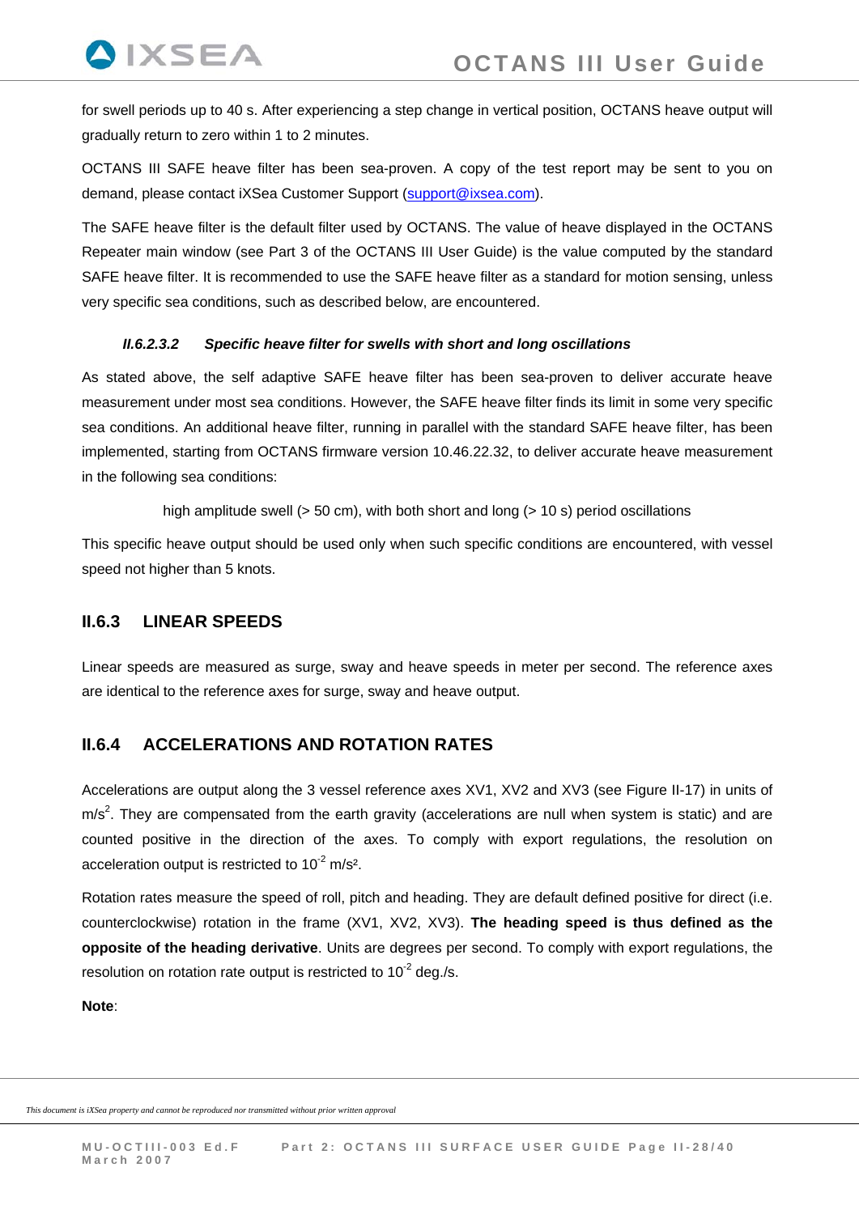for swell periods up to 40 s. After experiencing a step change in vertical position, OCTANS heave output will gradually return to zero within 1 to 2 minutes.

OCTANS III SAFE heave filter has been sea-proven. A copy of the test report may be sent to you on demand, please contact iXSea Customer Support (support@ixsea.com).

The SAFE heave filter is the default filter used by OCTANS. The value of heave displayed in the OCTANS Repeater main window (see Part 3 of the OCTANS III User Guide) is the value computed by the standard SAFE heave filter. It is recommended to use the SAFE heave filter as a standard for motion sensing, unless very specific sea conditions, such as described below, are encountered.

#### *II.6.2.3.2 Specific heave filter for swells with short and long oscillations*

As stated above, the self adaptive SAFE heave filter has been sea-proven to deliver accurate heave measurement under most sea conditions. However, the SAFE heave filter finds its limit in some very specific sea conditions. An additional heave filter, running in parallel with the standard SAFE heave filter, has been implemented, starting from OCTANS firmware version 10.46.22.32, to deliver accurate heave measurement in the following sea conditions:

high amplitude swell (> 50 cm), with both short and long (> 10 s) period oscillations

This specific heave output should be used only when such specific conditions are encountered, with vessel speed not higher than 5 knots.

## II.6.3 LINEAR SPEEDS

Linear speeds are measured as surge, sway and heave speeds in meter per second. The reference axes are identical to the reference axes for surge, sway and heave output.

## II.6.4 ACCELERATIONS AND ROTATION RATES

Accelerations are output along the 3 vessel reference axes XV1, XV2 and XV3 (see Figure II-17) in units of $m/s^2$. They are compensated from the earth gravity (accelerations are null when system is static) and are counted positive in the direction of the axes. To comply with export regulations, the resolution on acceleration output is restricted to $10^{-2}$ $m/s^2$.

Rotation rates measure the speed of roll, pitch and heading. They are default defined positive for direct (i.e. counterclockwise) rotation in the frame (XV1, XV2, XV3). **The heading speed is thus defined as the opposite of the heading derivative**. Units are degrees per second. To comply with export regulations, the resolution on rotation rate output is restricted to $10^{-2}$ deg./s.

**Note**: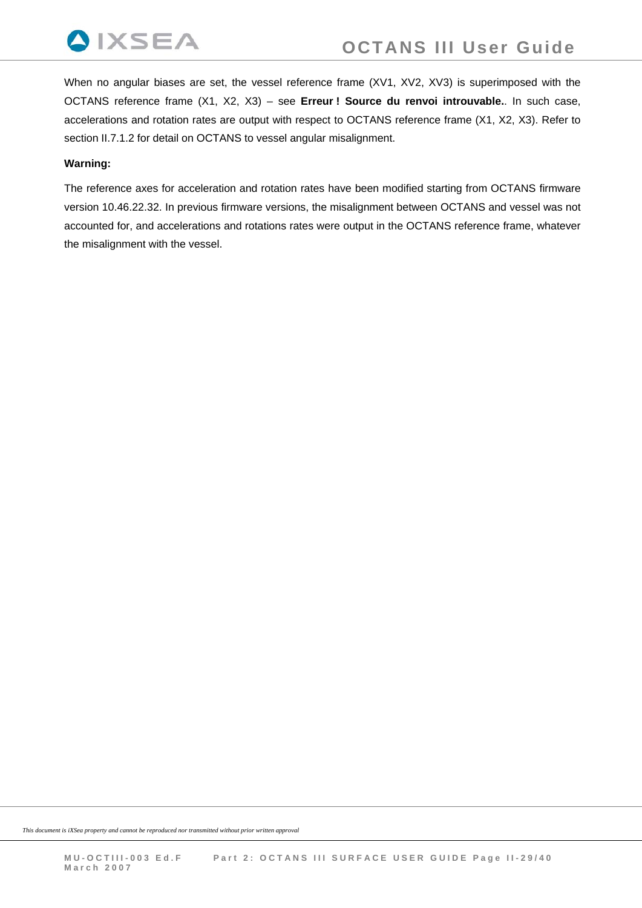When no angular biases are set, the vessel reference frame (XV1, XV2, XV3) is superimposed with the OCTANS reference frame (X1, X2, X3) – see **Erreur ! Source du renvoi introuvable.**. In such case, accelerations and rotation rates are output with respect to OCTANS reference frame (X1, X2, X3). Refer to section II.7.1.2 for detail on OCTANS to vessel angular misalignment.

**Warning:**

The reference axes for acceleration and rotation rates have been modified starting from OCTANS firmware version 10.46.22.32. In previous firmware versions, the misalignment between OCTANS and vessel was not accounted for, and accelerations and rotations rates were output in the OCTANS reference frame, whatever the misalignment with the vessel.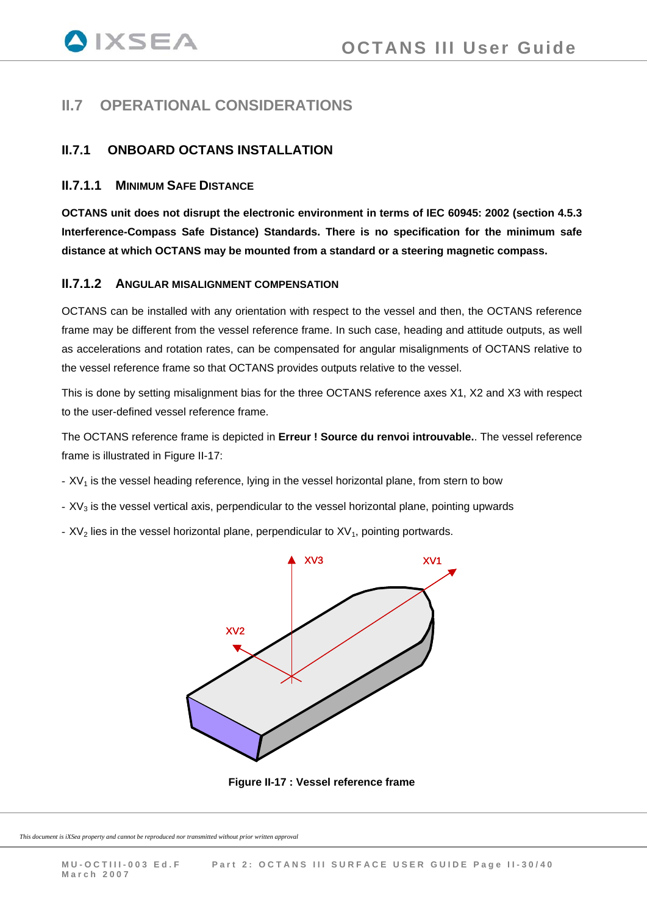## II.7 OPERATIONAL CONSIDERATIONS

### II.7.1 ONBOARD OCTANS INSTALLATION

#### II.7.1.1 Minimum Safe Distance

**OCTANS unit does not disrupt the electronic environment in terms of IEC 60945: 2002 (section 4.5.3 Interference-Compass Safe Distance) Standards. There is no specification for the minimum safe distance at which OCTANS may be mounted from a standard or a steering magnetic compass.**

#### II.7.1.2 Angular Misalignment Compensation

OCTANS can be installed with any orientation with respect to the vessel and then, the OCTANS reference frame may be different from the vessel reference frame. In such case, heading and attitude outputs, as well as accelerations and rotation rates, can be compensated for angular misalignments of OCTANS relative to the vessel reference frame so that OCTANS provides outputs relative to the vessel.

This is done by setting misalignment bias for the three OCTANS reference axes X1, X2 and X3 with respect to the user-defined vessel reference frame.

The OCTANS reference frame is depicted in **Erreur ! Source du renvoi introuvable.**. The vessel reference frame is illustrated in Figure II-17:

- $XV_1$ is the vessel heading reference, lying in the vessel horizontal plane, from stern to bow
- $XV_3$ is the vessel vertical axis, perpendicular to the vessel horizontal plane, pointing upwards
- $XV_2$ lies in the vessel horizontal plane, perpendicular to $XV_1$, pointing portwards.

**Figure II-17 : Vessel reference frame**

*This document is iXSea property and cannot be reproduced nor transmitted without prior written approval*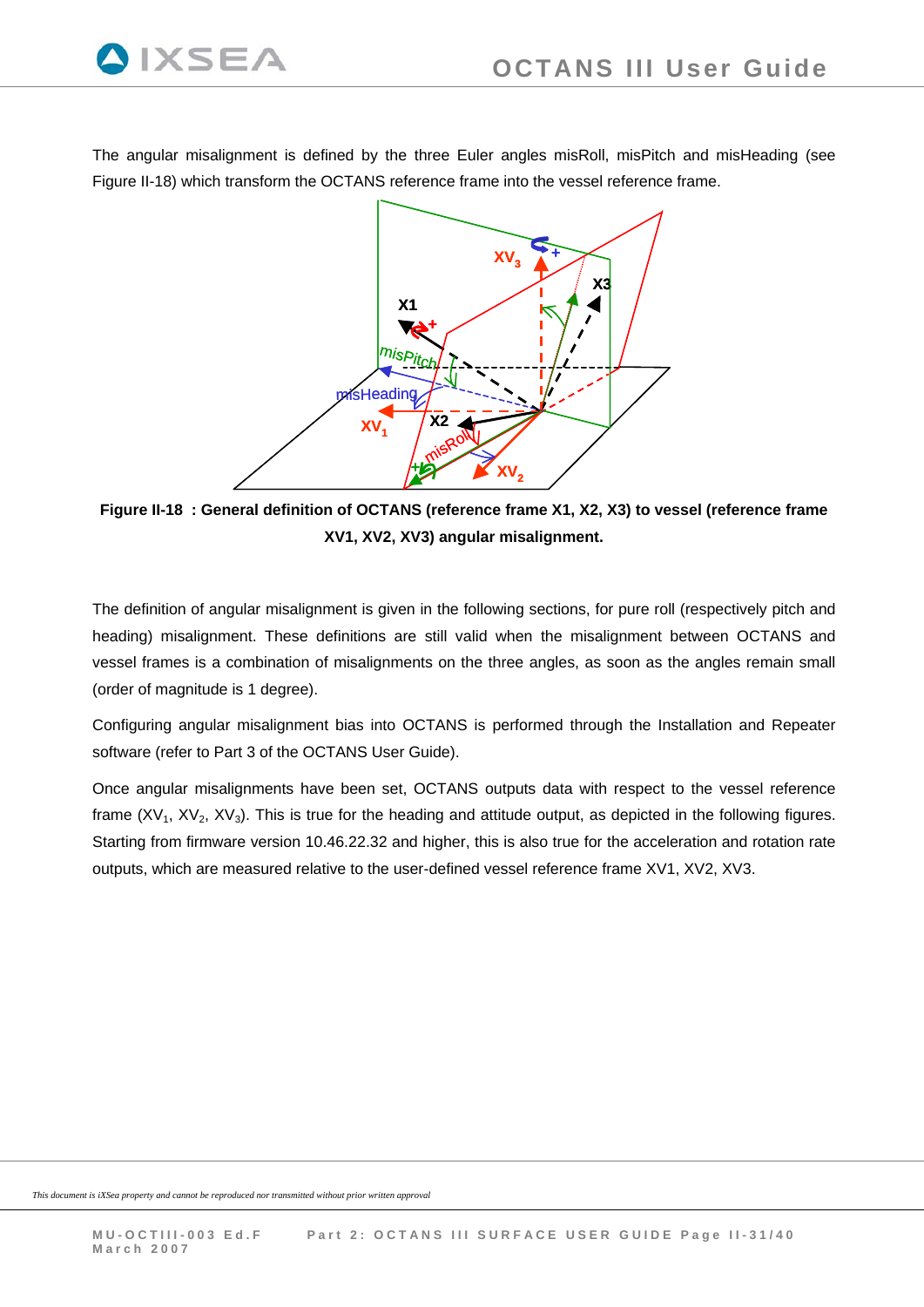The angular misalignment is defined by the three Euler angles misRoll, misPitch and misHeading (see Figure II-18) which transform the OCTANS reference frame into the vessel reference frame.

**Figure II-18 : General definition of OCTANS (reference frame X1, X2, X3) to vessel (reference frame XV1, XV2, XV3) angular misalignment.**

The definition of angular misalignment is given in the following sections, for pure roll (respectively pitch and heading) misalignment. These definitions are still valid when the misalignment between OCTANS and vessel frames is a combination of misalignments on the three angles, as soon as the angles remain small (order of magnitude is 1 degree).

Configuring angular misalignment bias into OCTANS is performed through the Installation and Repeater software (refer to Part 3 of the OCTANS User Guide).

Once angular misalignments have been set, OCTANS outputs data with respect to the vessel reference frame ($XV_1$, $XV_2$, $XV_3$). This is true for the heading and attitude output, as depicted in the following figures. Starting from firmware version 10.46.22.32 and higher, this is also true for the acceleration and rotation rate outputs, which are measured relative to the user-defined vessel reference frame XV1, XV2, XV3.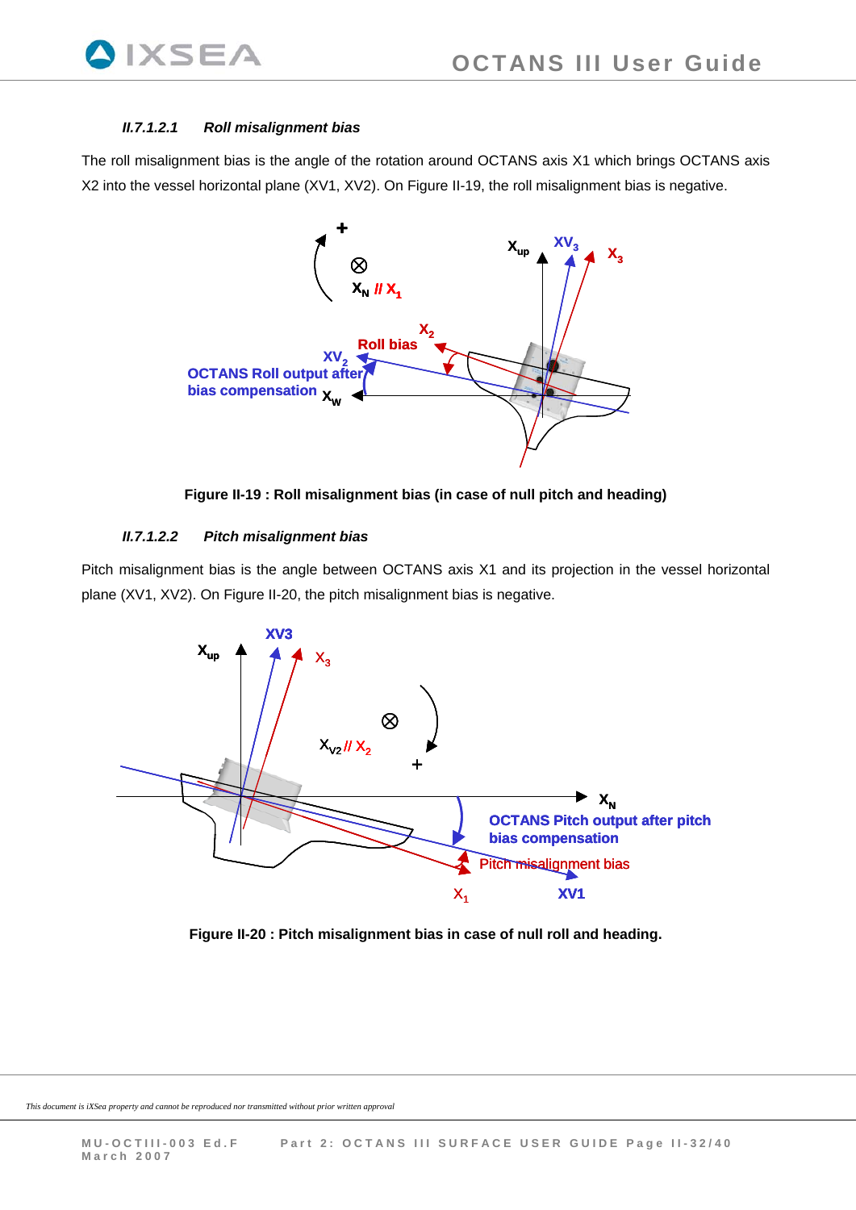#### II.7.1.2.1 Roll misalignment bias

The roll misalignment bias is the angle of the rotation around OCTANS axis X1 which brings OCTANS axis X2 into the vessel horizontal plane (XV1, XV2). On Figure II-19, the roll misalignment bias is negative.

**Figure II-19 : Roll misalignment bias (in case of null pitch and heading)**

#### II.7.1.2.2 Pitch misalignment bias

Pitch misalignment bias is the angle between OCTANS axis X1 and its projection in the vessel horizontal plane (XV1, XV2). On Figure II-20, the pitch misalignment bias is negative.

**Figure II-20 : Pitch misalignment bias in case of null roll and heading.**

*This document is iXSea property and cannot be reproduced nor transmitted without prior written approval*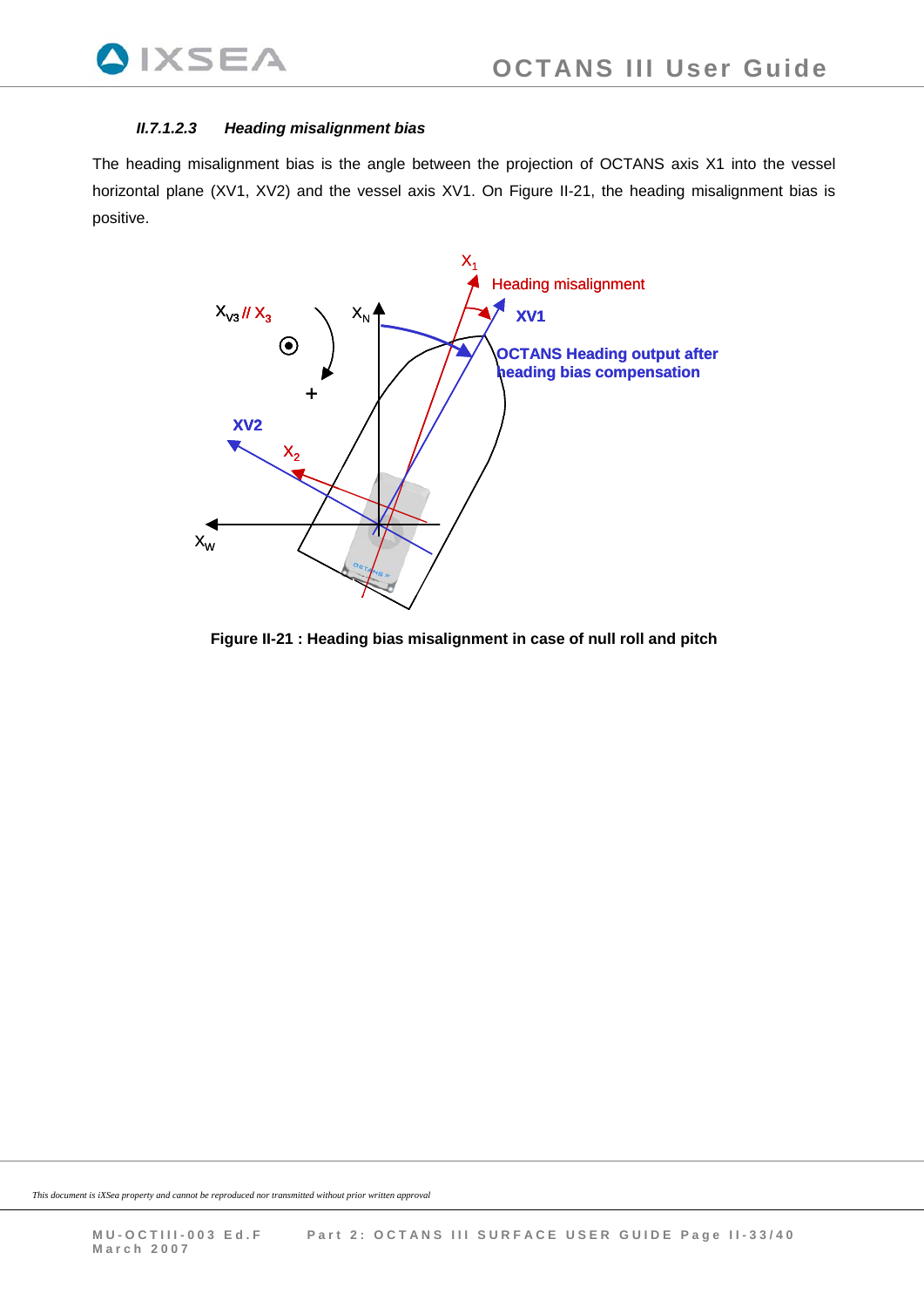#### *II.7.1.2.3 Heading misalignment bias*

The heading misalignment bias is the angle between the projection of OCTANS axis X1 into the vessel horizontal plane (XV1, XV2) and the vessel axis XV1. On Figure II-21, the heading misalignment bias is positive.

**Figure II-21 : Heading bias misalignment in case of null roll and pitch**

*This document is iXSea property and cannot be reproduced nor transmitted without prior written approval*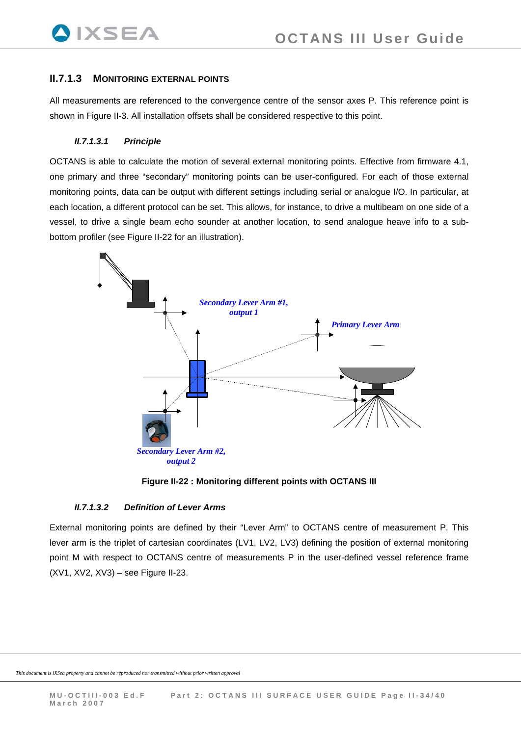### II.7.1.3 MONITORING EXTERNAL POINTS

All measurements are referenced to the convergence centre of the sensor axes P. This reference point is shown in Figure II-3. All installation offsets shall be considered respective to this point.

#### *II.7.1.3.1 Principle*

OCTANS is able to calculate the motion of several external monitoring points. Effective from firmware 4.1, one primary and three "secondary" monitoring points can be user-configured. For each of those external monitoring points, data can be output with different settings including serial or analogue I/O. In particular, at each location, a different protocol can be set. This allows, for instance, to drive a multibeam on one side of a vessel, to drive a single beam echo sounder at another location, to send analogue heave info to a sub-bottom profiler (see Figure II-22 for an illustration).

*Secondary Lever Arm #1, output 1*

*Primary Lever Arm*

*Secondary Lever Arm #2, output 2*

**Figure II-22 : Monitoring different points with OCTANS III**

#### *II.7.1.3.2 Definition of Lever Arms*

External monitoring points are defined by their "Lever Arm" to OCTANS centre of measurement P. This lever arm is the triplet of cartesian coordinates (LV1, LV2, LV3) defining the position of external monitoring point M with respect to OCTANS centre of measurements P in the user-defined vessel reference frame (XV1, XV2, XV3) – see Figure II-23.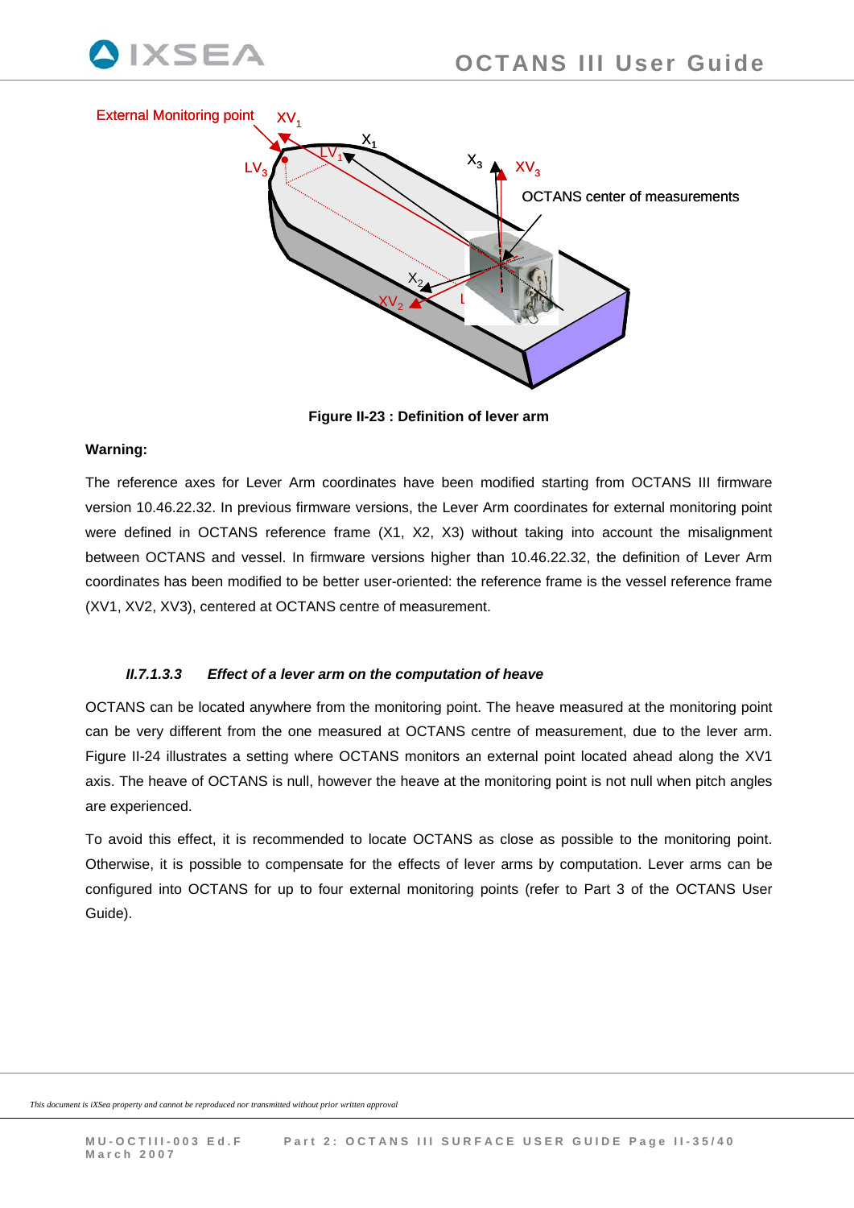**Figure II-23 : Definition of lever arm**

**Warning:**

The reference axes for Lever Arm coordinates have been modified starting from OCTANS III firmware version 10.46.22.32. In previous firmware versions, the Lever Arm coordinates for external monitoring point were defined in OCTANS reference frame (X1, X2, X3) without taking into account the misalignment between OCTANS and vessel. In firmware versions higher than 10.46.22.32, the definition of Lever Arm coordinates has been modified to be better user-oriented: the reference frame is the vessel reference frame (XV1, XV2, XV3), centered at OCTANS centre of measurement.

#### *II.7.1.3.3 Effect of a lever arm on the computation of heave*

OCTANS can be located anywhere from the monitoring point. The heave measured at the monitoring point can be very different from the one measured at OCTANS centre of measurement, due to the lever arm. Figure II-24 illustrates a setting where OCTANS monitors an external point located ahead along the XV1 axis. The heave of OCTANS is null, however the heave at the monitoring point is not null when pitch angles are experienced.

To avoid this effect, it is recommended to locate OCTANS as close as possible to the monitoring point. Otherwise, it is possible to compensate for the effects of lever arms by computation. Lever arms can be configured into OCTANS for up to four external monitoring points (refer to Part 3 of the OCTANS User Guide).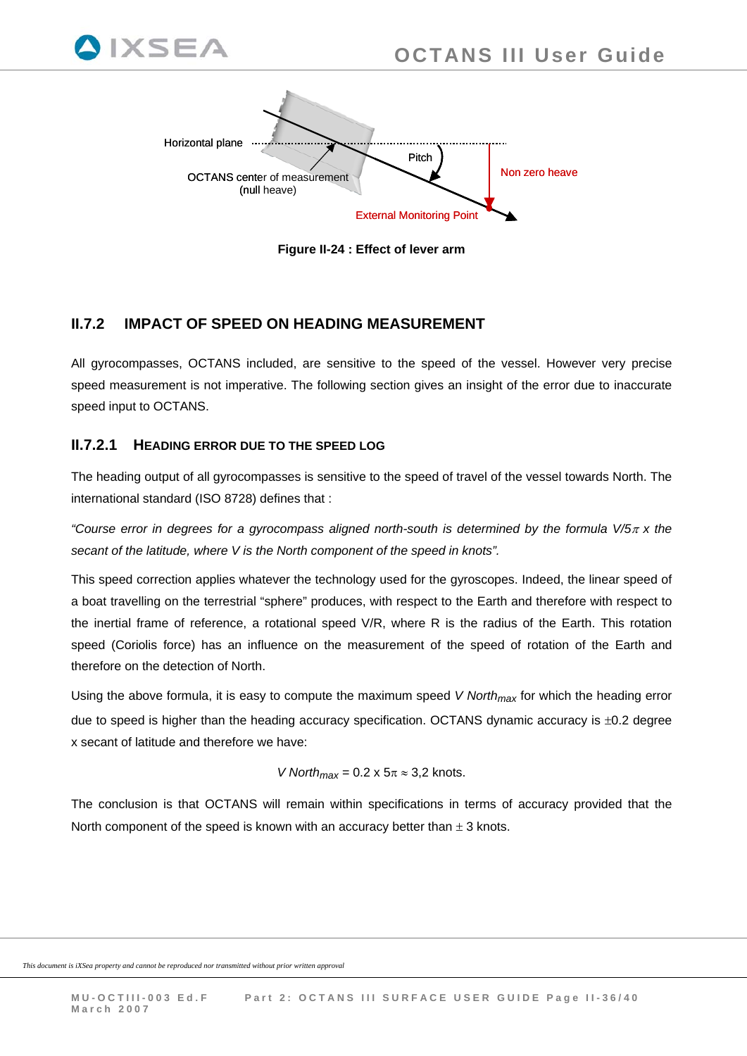Horizontal plane

OCTANS center of measurement (null heave)

Pitch

Non zero heave

External Monitoring Point

**Figure II-24 : Effect of lever arm**

## II.7.2 IMPACT OF SPEED ON HEADING MEASUREMENT

All gyrocompasses, OCTANS included, are sensitive to the speed of the vessel. However very precise speed measurement is not imperative. The following section gives an insight of the error due to inaccurate speed input to OCTANS.

### II.7.2.1 HEADING ERROR DUE TO THE SPEED LOG

The heading output of all gyrocompasses is sensitive to the speed of travel of the vessel towards North. The international standard (ISO 8728) defines that :

*"Course error in degrees for a gyrocompass aligned north-south is determined by the formula $V/5\pi$ x the secant of the latitude, where V is the North component of the speed in knots".*

This speed correction applies whatever the technology used for the gyroscopes. Indeed, the linear speed of a boat travelling on the terrestrial "sphere" produces, with respect to the Earth and therefore with respect to the inertial frame of reference, a rotational speed V/R, where R is the radius of the Earth. This rotation speed (Coriolis force) has an influence on the measurement of the speed of rotation of the Earth and therefore on the detection of North.

Using the above formula, it is easy to compute the maximum speed $V\ North_{max}$ for which the heading error due to speed is higher than the heading accuracy specification. OCTANS dynamic accuracy is $\pm 0.2$ degree x secant of latitude and therefore we have:

$$V\ North_{max} = 0.2 \times 5\pi \approx 3{,}2 \text{ knots.}$$

The conclusion is that OCTANS will remain within specifications in terms of accuracy provided that the North component of the speed is known with an accuracy better than $\pm$ 3 knots.

*This document is iXSea property and cannot be reproduced nor transmitted without prior written approval*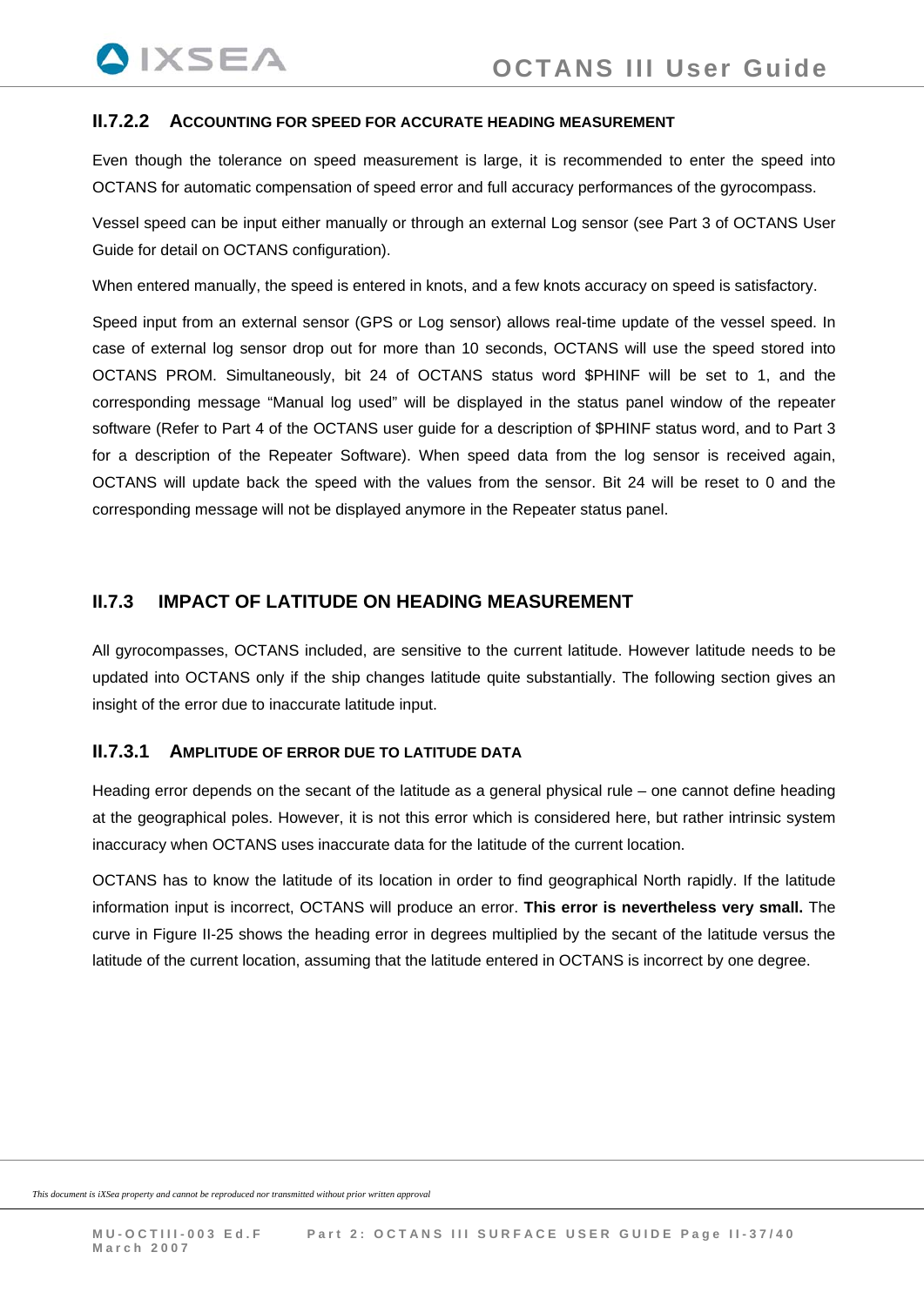#### II.7.2.2 ACCOUNTING FOR SPEED FOR ACCURATE HEADING MEASUREMENT

Even though the tolerance on speed measurement is large, it is recommended to enter the speed into OCTANS for automatic compensation of speed error and full accuracy performances of the gyrocompass.

Vessel speed can be input either manually or through an external Log sensor (see Part 3 of OCTANS User Guide for detail on OCTANS configuration).

When entered manually, the speed is entered in knots, and a few knots accuracy on speed is satisfactory.

Speed input from an external sensor (GPS or Log sensor) allows real-time update of the vessel speed. In case of external log sensor drop out for more than 10 seconds, OCTANS will use the speed stored into OCTANS PROM. Simultaneously, bit 24 of OCTANS status word $PHINF will be set to 1, and the corresponding message “Manual log used” will be displayed in the status panel window of the repeater software (Refer to Part 4 of the OCTANS user guide for a description of $PHINF status word, and to Part 3 for a description of the Repeater Software). When speed data from the log sensor is received again, OCTANS will update back the speed with the values from the sensor. Bit 24 will be reset to 0 and the corresponding message will not be displayed anymore in the Repeater status panel.

### II.7.3 IMPACT OF LATITUDE ON HEADING MEASUREMENT

All gyrocompasses, OCTANS included, are sensitive to the current latitude. However latitude needs to be updated into OCTANS only if the ship changes latitude quite substantially. The following section gives an insight of the error due to inaccurate latitude input.

#### II.7.3.1 AMPLITUDE OF ERROR DUE TO LATITUDE DATA

Heading error depends on the secant of the latitude as a general physical rule – one cannot define heading at the geographical poles. However, it is not this error which is considered here, but rather intrinsic system inaccuracy when OCTANS uses inaccurate data for the latitude of the current location.

OCTANS has to know the latitude of its location in order to find geographical North rapidly. If the latitude information input is incorrect, OCTANS will produce an error. **This error is nevertheless very small.** The curve in Figure II-25 shows the heading error in degrees multiplied by the secant of the latitude versus the latitude of the current location, assuming that the latitude entered in OCTANS is incorrect by one degree.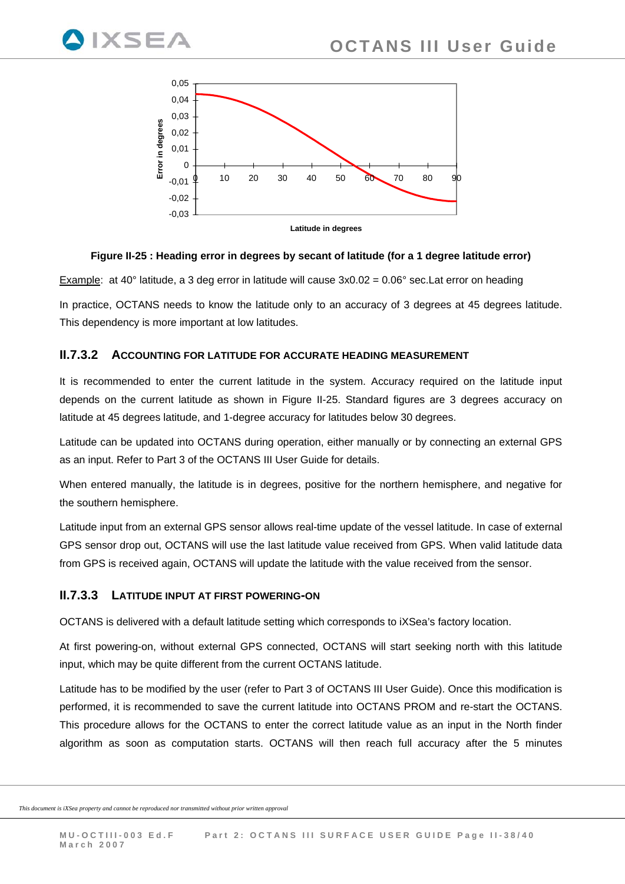Figure II-25 : Heading error in degrees by secant of latitude (for a 1 degree latitude error)

Example: at 40° latitude, a 3 deg error in latitude will cause 3x0.02 = 0.06° sec.Lat error on heading

In practice, OCTANS needs to know the latitude only to an accuracy of 3 degrees at 45 degrees latitude. This dependency is more important at low latitudes.

### II.7.3.2 ACCOUNTING FOR LATITUDE FOR ACCURATE HEADING MEASUREMENT

It is recommended to enter the current latitude in the system. Accuracy required on the latitude input depends on the current latitude as shown in Figure II-25. Standard figures are 3 degrees accuracy on latitude at 45 degrees latitude, and 1-degree accuracy for latitudes below 30 degrees.

Latitude can be updated into OCTANS during operation, either manually or by connecting an external GPS as an input. Refer to Part 3 of the OCTANS III User Guide for details.

When entered manually, the latitude is in degrees, positive for the northern hemisphere, and negative for the southern hemisphere.

Latitude input from an external GPS sensor allows real-time update of the vessel latitude. In case of external GPS sensor drop out, OCTANS will use the last latitude value received from GPS. When valid latitude data from GPS is received again, OCTANS will update the latitude with the value received from the sensor.

### II.7.3.3 LATITUDE INPUT AT FIRST POWERING-ON

OCTANS is delivered with a default latitude setting which corresponds to iXSea's factory location.

At first powering-on, without external GPS connected, OCTANS will start seeking north with this latitude input, which may be quite different from the current OCTANS latitude.

Latitude has to be modified by the user (refer to Part 3 of OCTANS III User Guide). Once this modification is performed, it is recommended to save the current latitude into OCTANS PROM and re-start the OCTANS. This procedure allows for the OCTANS to enter the correct latitude value as an input in the North finder algorithm as soon as computation starts. OCTANS will then reach full accuracy after the 5 minutes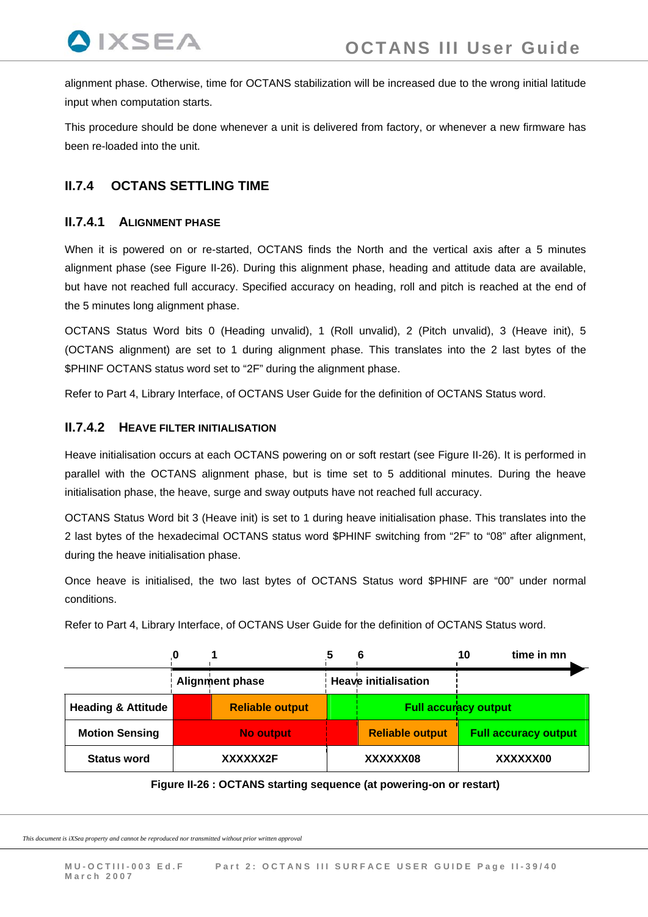alignment phase. Otherwise, time for OCTANS stabilization will be increased due to the wrong initial latitude input when computation starts.

This procedure should be done whenever a unit is delivered from factory, or whenever a new firmware has been re-loaded into the unit.

## II.7.4 OCTANS SETTLING TIME

### II.7.4.1 ALIGNMENT PHASE

When it is powered on or re-started, OCTANS finds the North and the vertical axis after a 5 minutes alignment phase (see Figure II-26). During this alignment phase, heading and attitude data are available, but have not reached full accuracy. Specified accuracy on heading, roll and pitch is reached at the end of the 5 minutes long alignment phase.

OCTANS Status Word bits 0 (Heading unvalid), 1 (Roll unvalid), 2 (Pitch unvalid), 3 (Heave init), 5 (OCTANS alignment) are set to 1 during alignment phase. This translates into the 2 last bytes of the $PHINF OCTANS status word set to “2F” during the alignment phase.

Refer to Part 4, Library Interface, of OCTANS User Guide for the definition of OCTANS Status word.

### II.7.4.2 HEAVE FILTER INITIALISATION

Heave initialisation occurs at each OCTANS powering on or soft restart (see Figure II-26). It is performed in parallel with the OCTANS alignment phase, but is time set to 5 additional minutes. During the heave initialisation phase, the heave, surge and sway outputs have not reached full accuracy.

OCTANS Status Word bit 3 (Heave init) is set to 1 during heave initialisation phase. This translates into the 2 last bytes of the hexadecimal OCTANS status word $PHINF switching from “2F” to “08” after alignment, during the heave initialisation phase.

Once heave is initialised, the two last bytes of OCTANS Status word $PHINF are “00” under normal conditions.

Refer to Part 4, Library Interface, of OCTANS User Guide for the definition of OCTANS Status word.

| time in mn | 0 – 1 | 1 – 5 | 5 – 6 | 6 – 10 | 10 → |
|---|---|---|---|---|---|
| | Alignment phase | | Heave initialisation | | |
| Heading & Attitude | (red) | Reliable output | Full accuracy output | | |
| Motion Sensing | No output | | | Reliable output | Full accuracy output |
| Status word | XXXXXX2F | | XXXXXX08 | | XXXXXX00 |

**Figure II-26 : OCTANS starting sequence (at powering-on or restart)**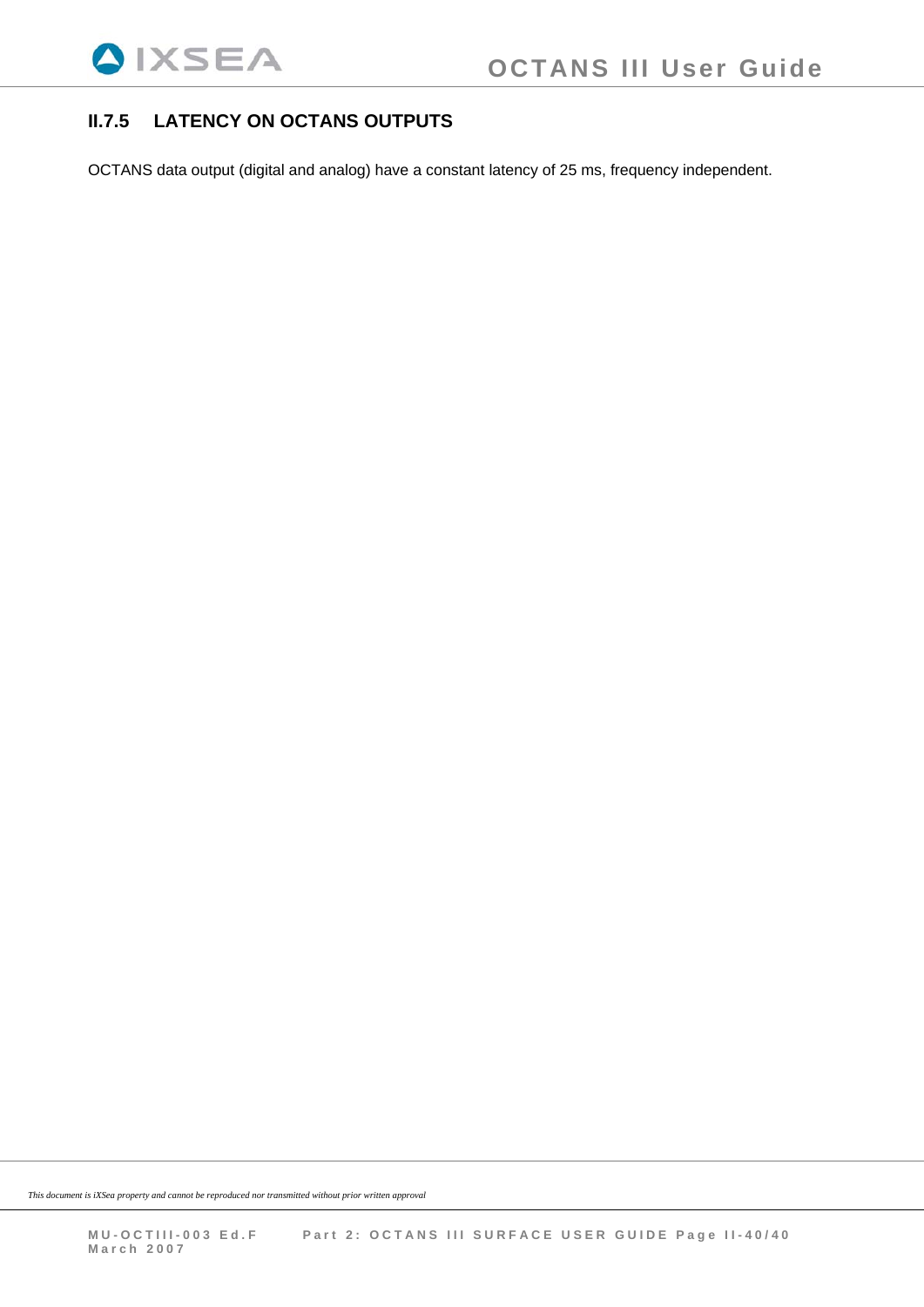### II.7.5 LATENCY ON OCTANS OUTPUTS

OCTANS data output (digital and analog) have a constant latency of 25 ms, frequency independent.